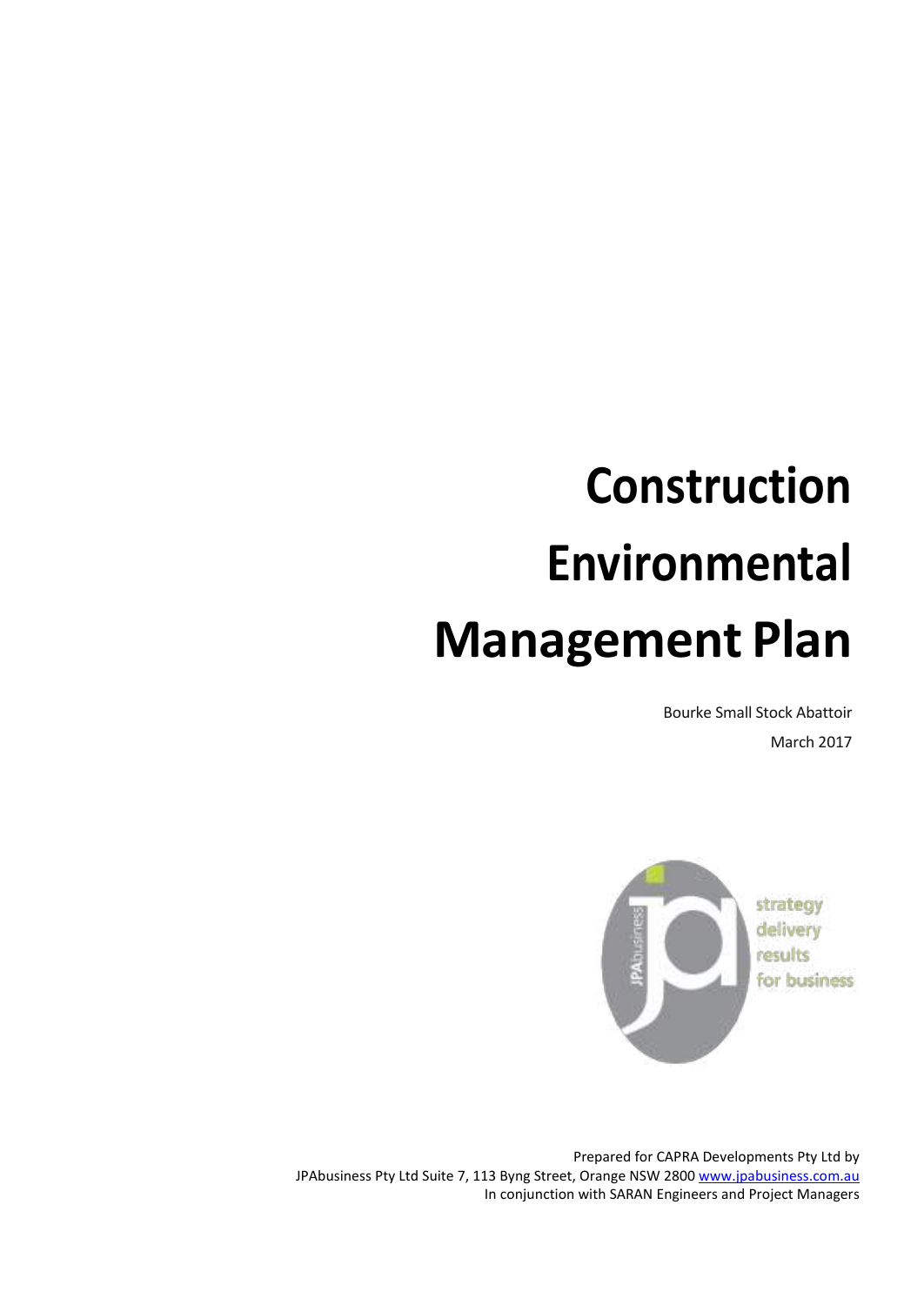# Construction Environmental Management Plan

Bourke Small Stock Abattoir

March 2017

strategy
delivery
results
for business

Prepared for CAPRA Developments Pty Ltd by
JPAbusiness Pty Ltd Suite 7, 113 Byng Street, Orange NSW 2800 www.jpabusiness.com.au
In conjunction with SARAN Engineers and Project Managers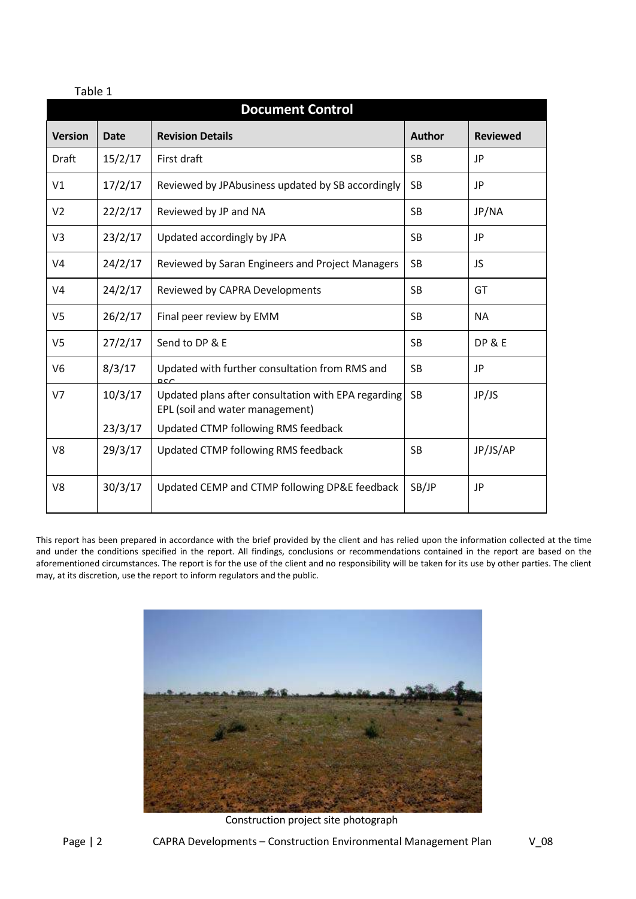Table 1

| Document Control | | | | |
|---|---|---|---|---|
| **Version** | **Date** | **Revision Details** | **Author** | **Reviewed** |
| Draft | 15/2/17 | First draft | SB | JP |
| V1 | 17/2/17 | Reviewed by JPAbusiness updated by SB accordingly | SB | JP |
| V2 | 22/2/17 | Reviewed by JP and NA | SB | JP/NA |
| V3 | 23/2/17 | Updated accordingly by JPA | SB | JP |
| V4 | 24/2/17 | Reviewed by Saran Engineers and Project Managers | SB | JS |
| V4 | 24/2/17 | Reviewed by CAPRA Developments | SB | GT |
| V5 | 26/2/17 | Final peer review by EMM | SB | NA |
| V5 | 27/2/17 | Send to DP & E | SB | DP & E |
| V6 | 8/3/17 | Updated with further consultation from RMS and BSC | SB | JP |
| V7 | 10/3/17<br>23/3/17 | Updated plans after consultation with EPA regarding EPL (soil and water management)<br>Updated CTMP following RMS feedback | SB | JP/JS |
| V8 | 29/3/17 | Updated CTMP following RMS feedback | SB | JP/JS/AP |
| V8 | 30/3/17 | Updated CEMP and CTMP following DP&E feedback | SB/JP | JP |

This report has been prepared in accordance with the brief provided by the client and has relied upon the information collected at the time and under the conditions specified in the report. All findings, conclusions or recommendations contained in the report are based on the aforementioned circumstances. The report is for the use of the client and no responsibility will be taken for its use by other parties. The client may, at its discretion, use the report to inform regulators and the public.

Construction project site photograph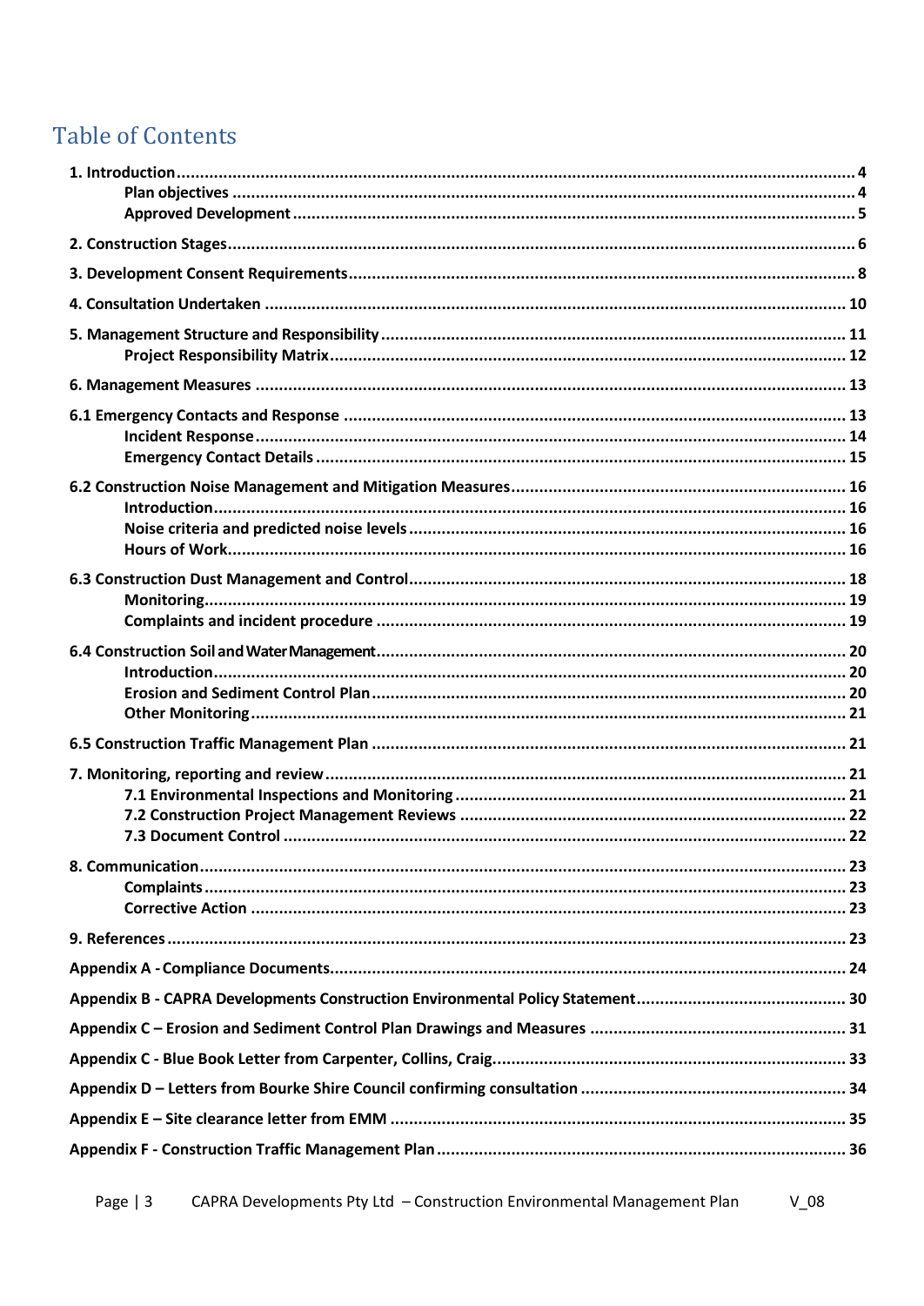# Table of Contents

| | |
|---|---|
| **1. Introduction** | **4** |
| &nbsp;&nbsp;&nbsp;&nbsp;**Plan objectives** | **4** |
| &nbsp;&nbsp;&nbsp;&nbsp;**Approved Development** | **5** |
| **2. Construction Stages** | **6** |
| **3. Development Consent Requirements** | **8** |
| **4. Consultation Undertaken** | **10** |
| **5. Management Structure and Responsibility** | **11** |
| &nbsp;&nbsp;&nbsp;&nbsp;**Project Responsibility Matrix** | **12** |
| **6. Management Measures** | **13** |
| **6.1 Emergency Contacts and Response** | **13** |
| &nbsp;&nbsp;&nbsp;&nbsp;**Incident Response** | **14** |
| &nbsp;&nbsp;&nbsp;&nbsp;**Emergency Contact Details** | **15** |
| **6.2 Construction Noise Management and Mitigation Measures** | **16** |
| &nbsp;&nbsp;&nbsp;&nbsp;**Introduction** | **16** |
| &nbsp;&nbsp;&nbsp;&nbsp;**Noise criteria and predicted noise levels** | **16** |
| &nbsp;&nbsp;&nbsp;&nbsp;**Hours of Work** | **16** |
| **6.3 Construction Dust Management and Control** | **18** |
| &nbsp;&nbsp;&nbsp;&nbsp;**Monitoring** | **19** |
| &nbsp;&nbsp;&nbsp;&nbsp;**Complaints and incident procedure** | **19** |
| **6.4 Construction Soil and Water Management** | **20** |
| &nbsp;&nbsp;&nbsp;&nbsp;**Introduction** | **20** |
| &nbsp;&nbsp;&nbsp;&nbsp;**Erosion and Sediment Control Plan** | **20** |
| &nbsp;&nbsp;&nbsp;&nbsp;**Other Monitoring** | **21** |
| **6.5 Construction Traffic Management Plan** | **21** |
| **7. Monitoring, reporting and review** | **21** |
| &nbsp;&nbsp;&nbsp;&nbsp;**7.1 Environmental Inspections and Monitoring** | **21** |
| &nbsp;&nbsp;&nbsp;&nbsp;**7.2 Construction Project Management Reviews** | **22** |
| &nbsp;&nbsp;&nbsp;&nbsp;**7.3 Document Control** | **22** |
| **8. Communication** | **23** |
| &nbsp;&nbsp;&nbsp;&nbsp;**Complaints** | **23** |
| &nbsp;&nbsp;&nbsp;&nbsp;**Corrective Action** | **23** |
| **9. References** | **23** |
| **Appendix A - Compliance Documents** | **24** |
| **Appendix B - CAPRA Developments Construction Environmental Policy Statement** | **30** |
| **Appendix C – Erosion and Sediment Control Plan Drawings and Measures** | **31** |
| **Appendix C - Blue Book Letter from Carpenter, Collins, Craig** | **33** |
| **Appendix D – Letters from Bourke Shire Council confirming consultation** | **34** |
| **Appendix E – Site clearance letter from EMM** | **35** |
| **Appendix F - Construction Traffic Management Plan** | **36** |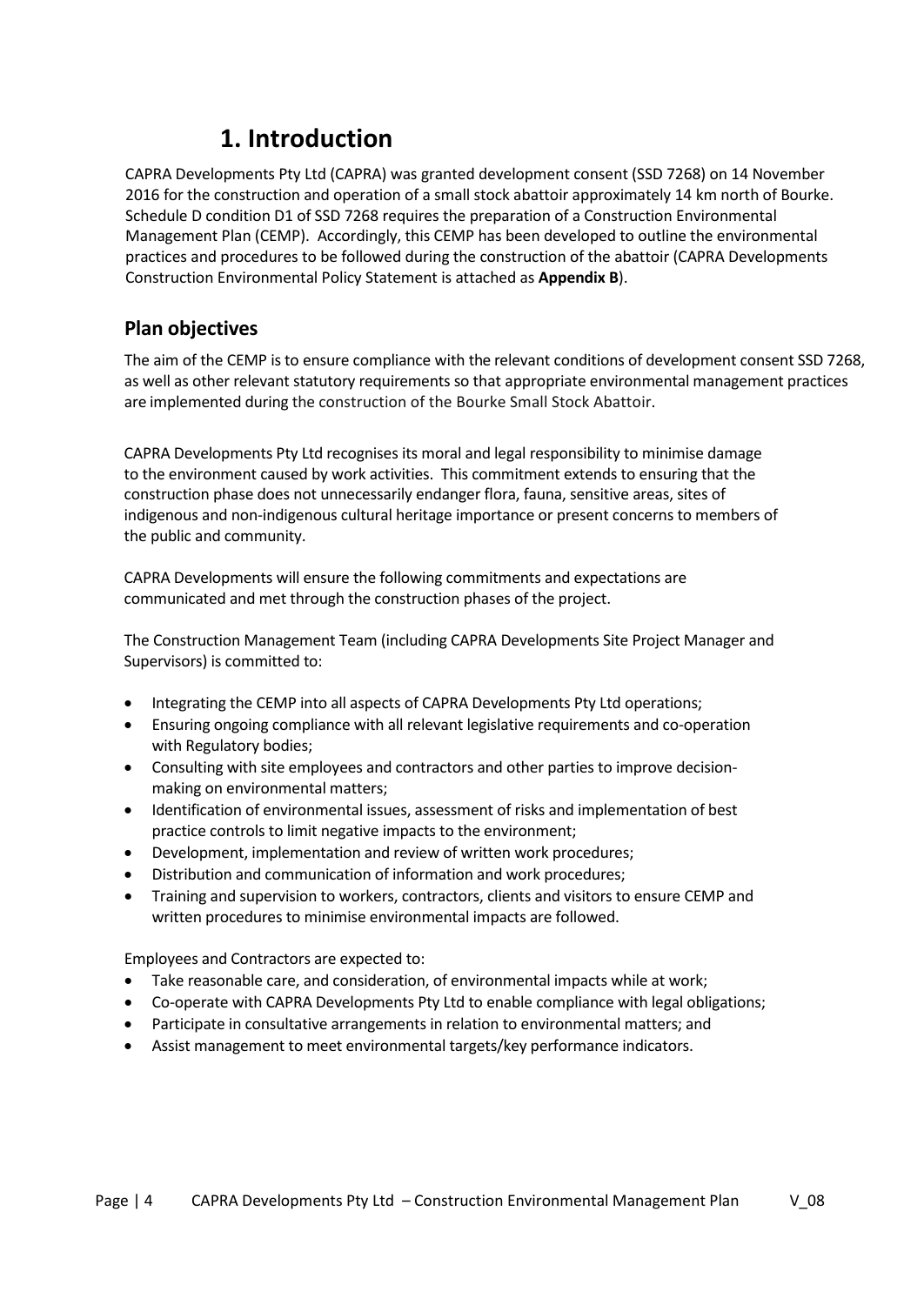# 1. Introduction

CAPRA Developments Pty Ltd (CAPRA) was granted development consent (SSD 7268) on 14 November 2016 for the construction and operation of a small stock abattoir approximately 14 km north of Bourke. Schedule D condition D1 of SSD 7268 requires the preparation of a Construction Environmental Management Plan (CEMP). Accordingly, this CEMP has been developed to outline the environmental practices and procedures to be followed during the construction of the abattoir (CAPRA Developments Construction Environmental Policy Statement is attached as **Appendix B**).

## Plan objectives

The aim of the CEMP is to ensure compliance with the relevant conditions of development consent SSD 7268, as well as other relevant statutory requirements so that appropriate environmental management practices are implemented during the construction of the Bourke Small Stock Abattoir.

CAPRA Developments Pty Ltd recognises its moral and legal responsibility to minimise damage to the environment caused by work activities. This commitment extends to ensuring that the construction phase does not unnecessarily endanger flora, fauna, sensitive areas, sites of indigenous and non-indigenous cultural heritage importance or present concerns to members of the public and community.

CAPRA Developments will ensure the following commitments and expectations are communicated and met through the construction phases of the project.

The Construction Management Team (including CAPRA Developments Site Project Manager and Supervisors) is committed to:

- Integrating the CEMP into all aspects of CAPRA Developments Pty Ltd operations;
- Ensuring ongoing compliance with all relevant legislative requirements and co-operation with Regulatory bodies;
- Consulting with site employees and contractors and other parties to improve decision-making on environmental matters;
- Identification of environmental issues, assessment of risks and implementation of best practice controls to limit negative impacts to the environment;
- Development, implementation and review of written work procedures;
- Distribution and communication of information and work procedures;
- Training and supervision to workers, contractors, clients and visitors to ensure CEMP and written procedures to minimise environmental impacts are followed.

Employees and Contractors are expected to:

- Take reasonable care, and consideration, of environmental impacts while at work;
- Co-operate with CAPRA Developments Pty Ltd to enable compliance with legal obligations;
- Participate in consultative arrangements in relation to environmental matters; and
- Assist management to meet environmental targets/key performance indicators.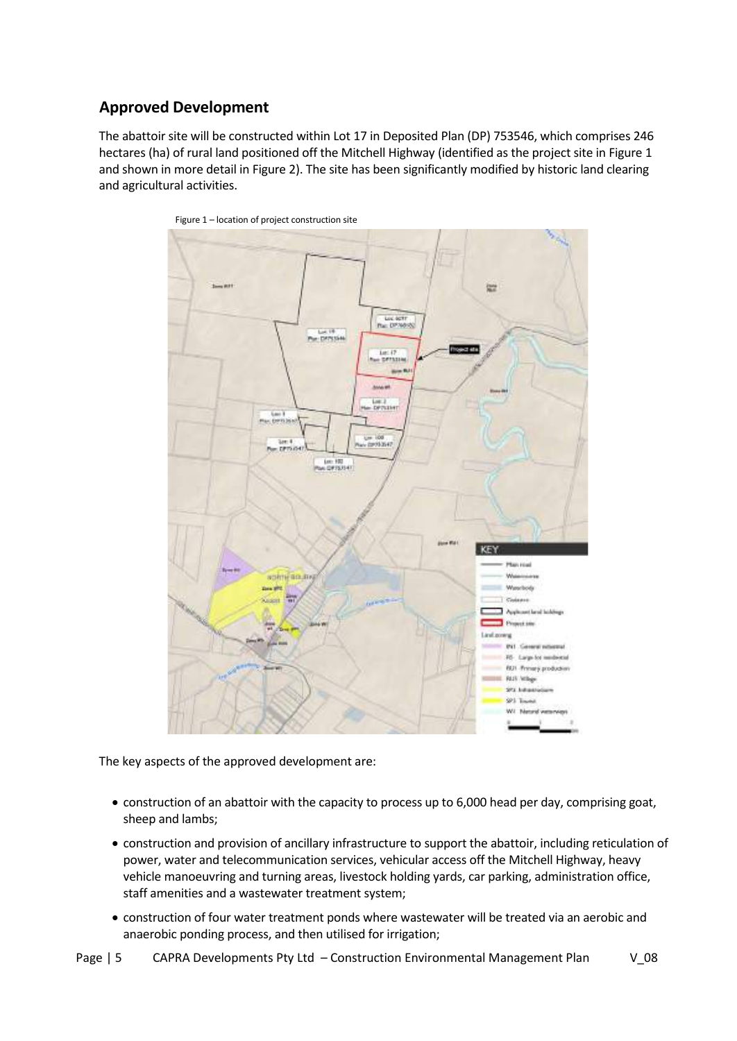## Approved Development

The abattoir site will be constructed within Lot 17 in Deposited Plan (DP) 753546, which comprises 246 hectares (ha) of rural land positioned off the Mitchell Highway (identified as the project site in Figure 1 and shown in more detail in Figure 2). The site has been significantly modified by historic land clearing and agricultural activities.

Figure 1 – location of project construction site

The key aspects of the approved development are:

- construction of an abattoir with the capacity to process up to 6,000 head per day, comprising goat, sheep and lambs;
- construction and provision of ancillary infrastructure to support the abattoir, including reticulation of power, water and telecommunication services, vehicular access off the Mitchell Highway, heavy vehicle manoeuvring and turning areas, livestock holding yards, car parking, administration office, staff amenities and a wastewater treatment system;
- construction of four water treatment ponds where wastewater will be treated via an aerobic and anaerobic ponding process, and then utilised for irrigation;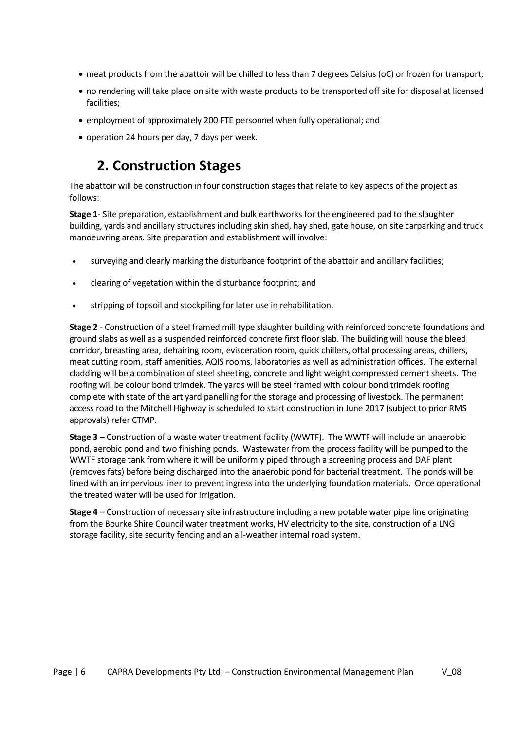- meat products from the abattoir will be chilled to less than 7 degrees Celsius (oC) or frozen for transport;
- no rendering will take place on site with waste products to be transported off site for disposal at licensed facilities;
- employment of approximately 200 FTE personnel when fully operational; and
- operation 24 hours per day, 7 days per week.

# 2. Construction Stages

The abattoir will be construction in four construction stages that relate to key aspects of the project as follows:

**Stage 1**- Site preparation, establishment and bulk earthworks for the engineered pad to the slaughter building, yards and ancillary structures including skin shed, hay shed, gate house, on site carparking and truck manoeuvring areas. Site preparation and establishment will involve:

- surveying and clearly marking the disturbance footprint of the abattoir and ancillary facilities;
- clearing of vegetation within the disturbance footprint; and
- stripping of topsoil and stockpiling for later use in rehabilitation.

**Stage 2** - Construction of a steel framed mill type slaughter building with reinforced concrete foundations and ground slabs as well as a suspended reinforced concrete first floor slab. The building will house the bleed corridor, breasting area, dehairing room, evisceration room, quick chillers, offal processing areas, chillers, meat cutting room, staff amenities, AQIS rooms, laboratories as well as administration offices. The external cladding will be a combination of steel sheeting, concrete and light weight compressed cement sheets. The roofing will be colour bond trimdek. The yards will be steel framed with colour bond trimdek roofing complete with state of the art yard panelling for the storage and processing of livestock. The permanent access road to the Mitchell Highway is scheduled to start construction in June 2017 (subject to prior RMS approvals) refer CTMP.

**Stage 3 –** Construction of a waste water treatment facility (WWTF). The WWTF will include an anaerobic pond, aerobic pond and two finishing ponds. Wastewater from the process facility will be pumped to the WWTF storage tank from where it will be uniformly piped through a screening process and DAF plant (removes fats) before being discharged into the anaerobic pond for bacterial treatment. The ponds will be lined with an impervious liner to prevent ingress into the underlying foundation materials. Once operational the treated water will be used for irrigation.

**Stage 4** – Construction of necessary site infrastructure including a new potable water pipe line originating from the Bourke Shire Council water treatment works, HV electricity to the site, construction of a LNG storage facility, site security fencing and an all-weather internal road system.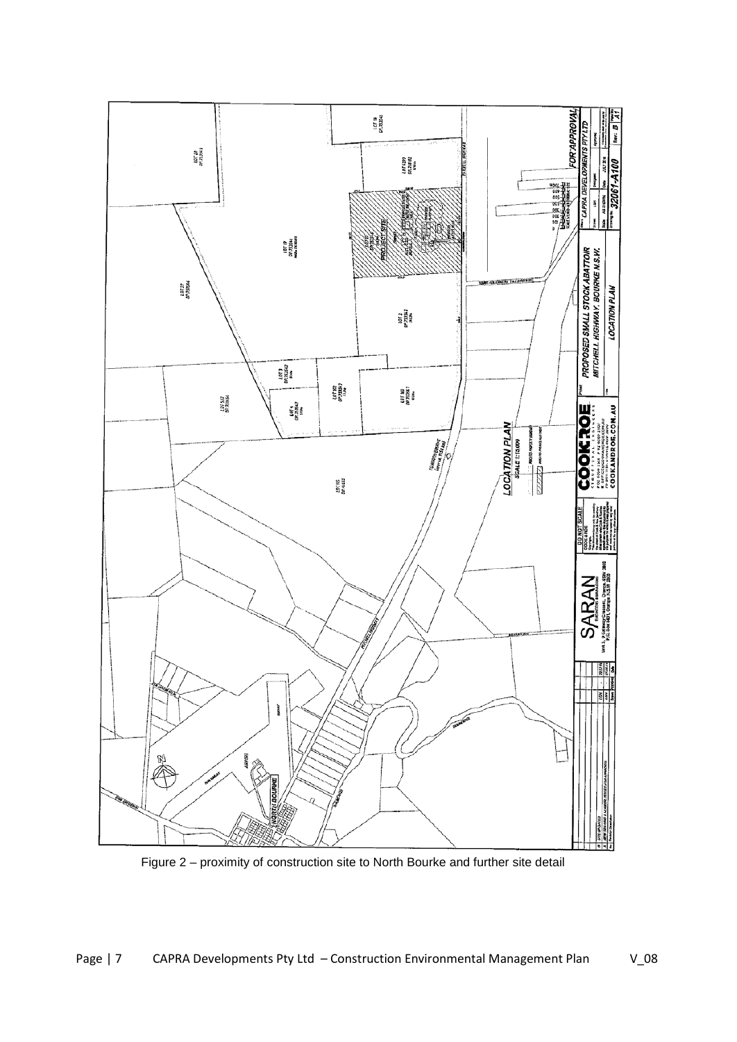Figure 2 – proximity of construction site to North Bourke and further site detail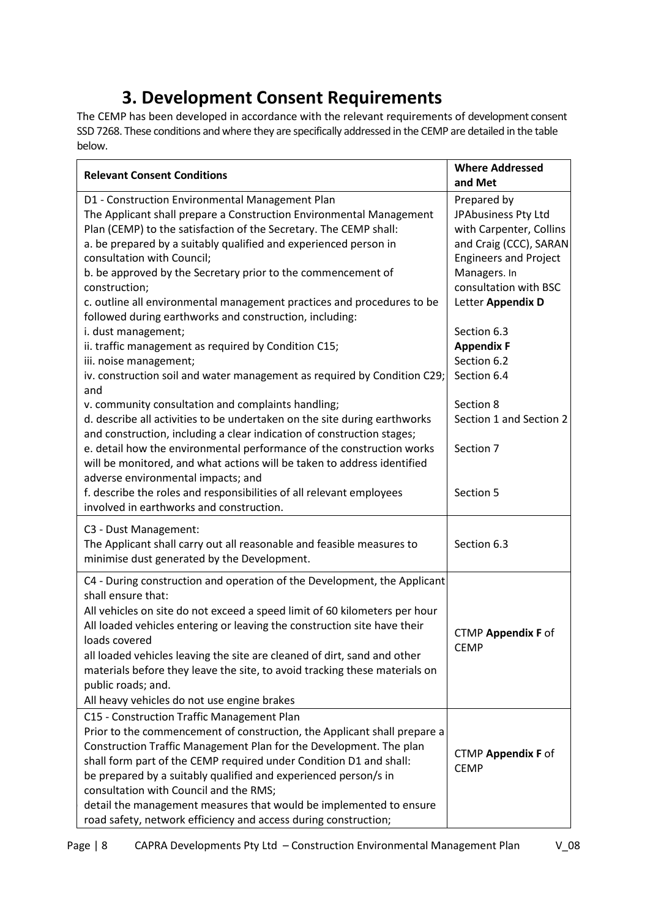# 3. Development Consent Requirements

The CEMP has been developed in accordance with the relevant requirements of development consent SSD 7268. These conditions and where they are specifically addressed in the CEMP are detailed in the table below.

| Relevant Consent Conditions | Where Addressed and Met |
| --- | --- |
| D1 - Construction Environmental Management Plan<br>The Applicant shall prepare a Construction Environmental Management Plan (CEMP) to the satisfaction of the Secretary. The CEMP shall:<br>a. be prepared by a suitably qualified and experienced person in consultation with Council;<br>b. be approved by the Secretary prior to the commencement of construction;<br>c. outline all environmental management practices and procedures to be followed during earthworks and construction, including:<br>i. dust management;<br>ii. traffic management as required by Condition C15;<br>iii. noise management;<br>iv. construction soil and water management as required by Condition C29; and<br>v. community consultation and complaints handling;<br>d. describe all activities to be undertaken on the site during earthworks and construction, including a clear indication of construction stages;<br>e. detail how the environmental performance of the construction works will be monitored, and what actions will be taken to address identified adverse environmental impacts; and<br>f. describe the roles and responsibilities of all relevant employees involved in earthworks and construction. | Prepared by JPAbusiness Pty Ltd with Carpenter, Collins and Craig (CCC), SARAN Engineers and Project Managers. In consultation with BSC Letter **Appendix D**<br><br>Section 6.3<br>**Appendix F**<br>Section 6.2<br>Section 6.4<br><br>Section 8<br>Section 1 and Section 2<br><br>Section 7<br><br>Section 5 |
| C3 - Dust Management:<br>The Applicant shall carry out all reasonable and feasible measures to minimise dust generated by the Development. | Section 6.3 |
| C4 - During construction and operation of the Development, the Applicant shall ensure that:<br>All vehicles on site do not exceed a speed limit of 60 kilometers per hour<br>All loaded vehicles entering or leaving the construction site have their loads covered<br>all loaded vehicles leaving the site are cleaned of dirt, sand and other materials before they leave the site, to avoid tracking these materials on public roads; and.<br>All heavy vehicles do not use engine brakes | CTMP **Appendix F** of CEMP |
| C15 - Construction Traffic Management Plan<br>Prior to the commencement of construction, the Applicant shall prepare a Construction Traffic Management Plan for the Development. The plan shall form part of the CEMP required under Condition D1 and shall:<br>be prepared by a suitably qualified and experienced person/s in consultation with Council and the RMS;<br>detail the management measures that would be implemented to ensure road safety, network efficiency and access during construction; | CTMP **Appendix F** of CEMP |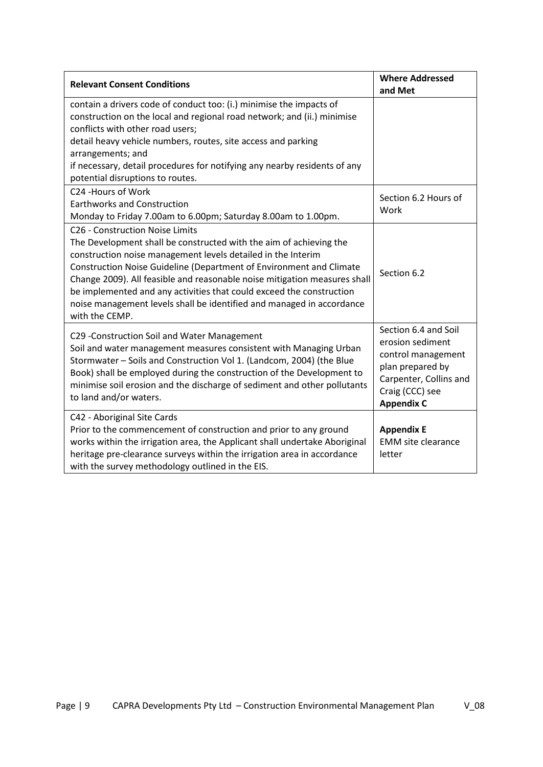| Relevant Consent Conditions | Where Addressed and Met |
|---|---|
| contain a drivers code of conduct too: (i.) minimise the impacts of construction on the local and regional road network; and (ii.) minimise conflicts with other road users;<br>detail heavy vehicle numbers, routes, site access and parking arrangements; and<br>if necessary, detail procedures for notifying any nearby residents of any potential disruptions to routes. | |
| C24 -Hours of Work<br>Earthworks and Construction<br>Monday to Friday 7.00am to 6.00pm; Saturday 8.00am to 1.00pm. | Section 6.2 Hours of Work |
| C26 - Construction Noise Limits<br>The Development shall be constructed with the aim of achieving the construction noise management levels detailed in the Interim Construction Noise Guideline (Department of Environment and Climate Change 2009). All feasible and reasonable noise mitigation measures shall be implemented and any activities that could exceed the construction noise management levels shall be identified and managed in accordance with the CEMP. | Section 6.2 |
| C29 -Construction Soil and Water Management<br>Soil and water management measures consistent with Managing Urban Stormwater – Soils and Construction Vol 1. (Landcom, 2004) (the Blue Book) shall be employed during the construction of the Development to minimise soil erosion and the discharge of sediment and other pollutants to land and/or waters. | Section 6.4 and Soil erosion sediment control management plan prepared by Carpenter, Collins and Craig (CCC) see **Appendix C** |
| C42 - Aboriginal Site Cards<br>Prior to the commencement of construction and prior to any ground works within the irrigation area, the Applicant shall undertake Aboriginal heritage pre-clearance surveys within the irrigation area in accordance with the survey methodology outlined in the EIS. | **Appendix E**<br>EMM site clearance letter |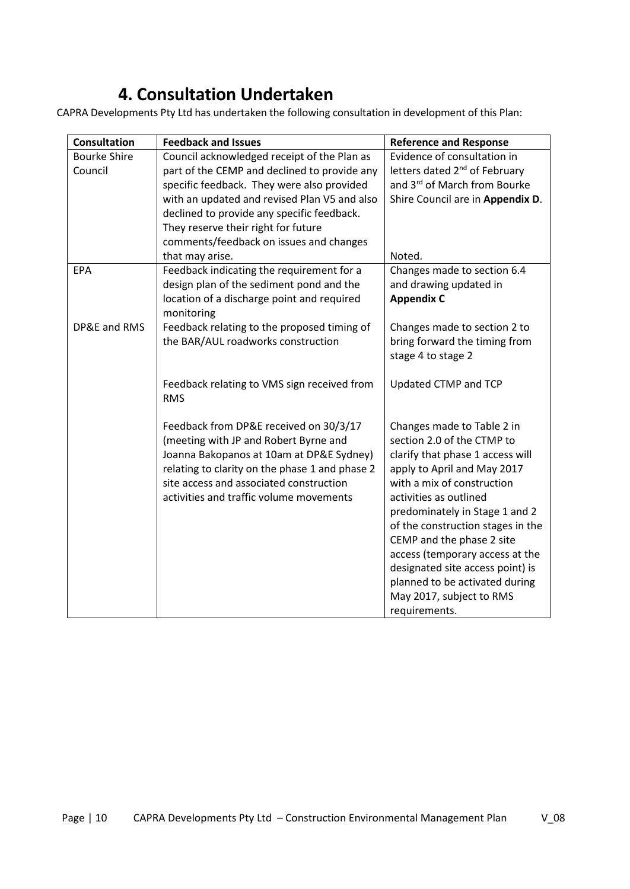# 4. Consultation Undertaken

CAPRA Developments Pty Ltd has undertaken the following consultation in development of this Plan:

| Consultation | Feedback and Issues | Reference and Response |
|---|---|---|
| Bourke Shire Council | Council acknowledged receipt of the Plan as part of the CEMP and declined to provide any specific feedback. They were also provided with an updated and revised Plan V5 and also declined to provide any specific feedback. They reserve their right for future comments/feedback on issues and changes that may arise. | Evidence of consultation in letters dated 2nd of February and 3rd of March from Bourke Shire Council are in **Appendix D**. Noted. |
| EPA | Feedback indicating the requirement for a design plan of the sediment pond and the location of a discharge point and required monitoring | Changes made to section 6.4 and drawing updated in **Appendix C** |
| DP&E and RMS | Feedback relating to the proposed timing of the BAR/AUL roadworks construction | Changes made to section 2 to bring forward the timing from stage 4 to stage 2 |
| | Feedback relating to VMS sign received from RMS | Updated CTMP and TCP |
| | Feedback from DP&E received on 30/3/17 (meeting with JP and Robert Byrne and Joanna Bakopanos at 10am at DP&E Sydney) relating to clarity on the phase 1 and phase 2 site access and associated construction activities and traffic volume movements | Changes made to Table 2 in section 2.0 of the CTMP to clarify that phase 1 access will apply to April and May 2017 with a mix of construction activities as outlined predominately in Stage 1 and 2 of the construction stages in the CEMP and the phase 2 site access (temporary access at the designated site access point) is planned to be activated during May 2017, subject to RMS requirements. |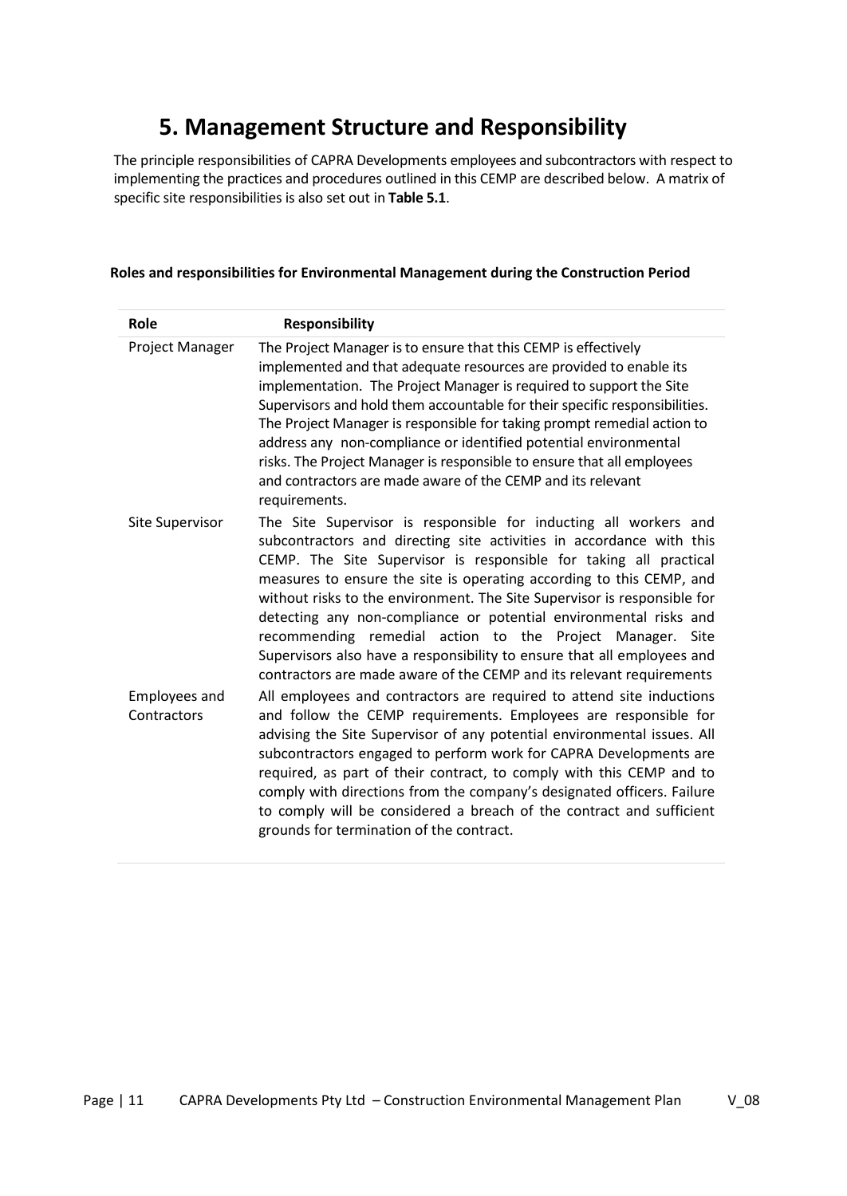# 5. Management Structure and Responsibility

The principle responsibilities of CAPRA Developments employees and subcontractors with respect to implementing the practices and procedures outlined in this CEMP are described below. A matrix of specific site responsibilities is also set out in **Table 5.1**.

**Roles and responsibilities for Environmental Management during the Construction Period**

| Role | Responsibility |
|---|---|
| Project Manager | The Project Manager is to ensure that this CEMP is effectively implemented and that adequate resources are provided to enable its implementation. The Project Manager is required to support the Site Supervisors and hold them accountable for their specific responsibilities. The Project Manager is responsible for taking prompt remedial action to address any non-compliance or identified potential environmental risks. The Project Manager is responsible to ensure that all employees and contractors are made aware of the CEMP and its relevant requirements. |
| Site Supervisor | The Site Supervisor is responsible for inducting all workers and subcontractors and directing site activities in accordance with this CEMP. The Site Supervisor is responsible for taking all practical measures to ensure the site is operating according to this CEMP, and without risks to the environment. The Site Supervisor is responsible for detecting any non-compliance or potential environmental risks and recommending remedial action to the Project Manager. Site Supervisors also have a responsibility to ensure that all employees and contractors are made aware of the CEMP and its relevant requirements |
| Employees and Contractors | All employees and contractors are required to attend site inductions and follow the CEMP requirements. Employees are responsible for advising the Site Supervisor of any potential environmental issues. All subcontractors engaged to perform work for CAPRA Developments are required, as part of their contract, to comply with this CEMP and to comply with directions from the company's designated officers. Failure to comply will be considered a breach of the contract and sufficient grounds for termination of the contract. |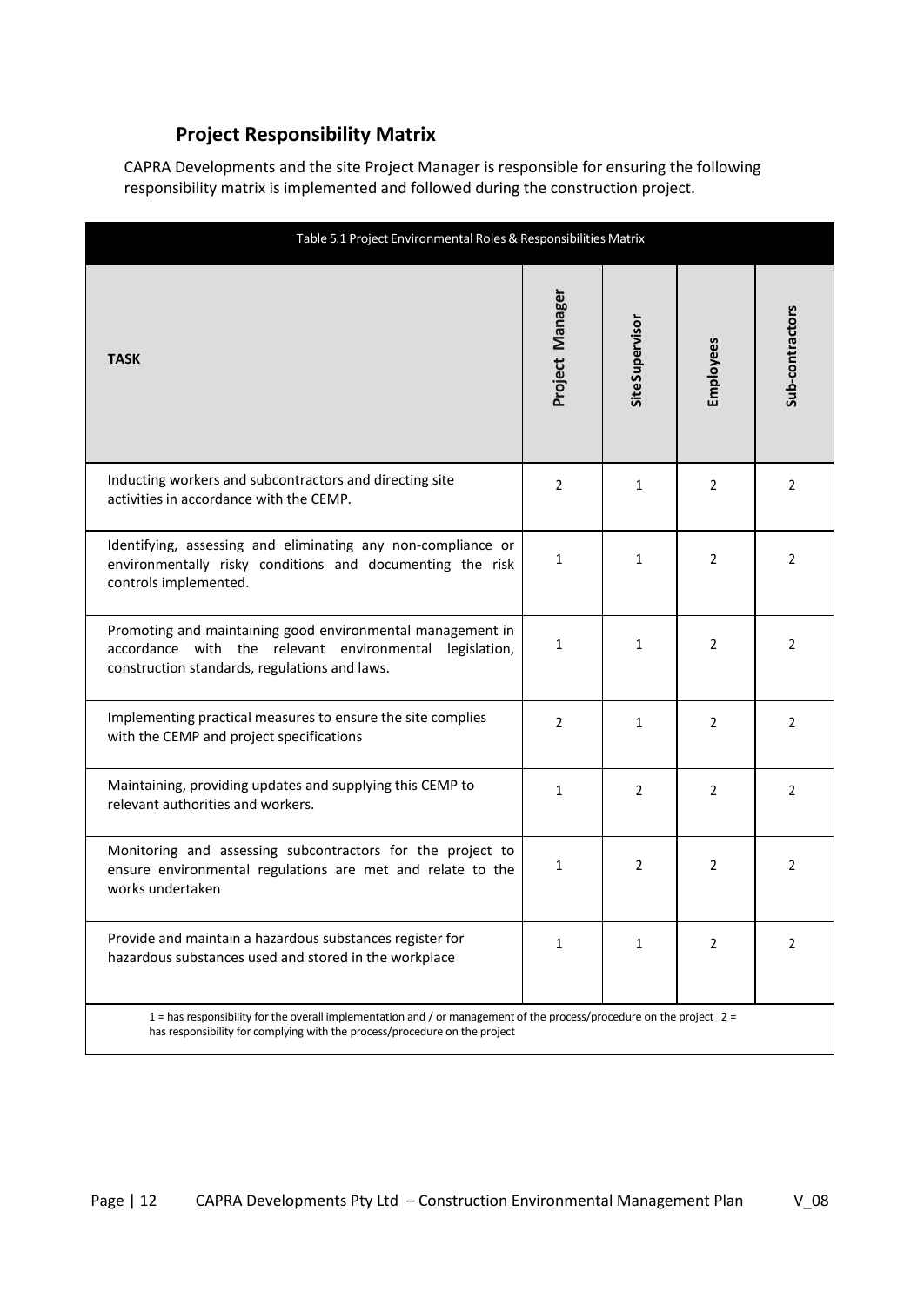## Project Responsibility Matrix

CAPRA Developments and the site Project Manager is responsible for ensuring the following responsibility matrix is implemented and followed during the construction project.

Table 5.1 Project Environmental Roles & Responsibilities Matrix

| TASK | Project Manager | Site Supervisor | Employees | Sub-contractors |
|---|---|---|---|---|
| Inducting workers and subcontractors and directing site activities in accordance with the CEMP. | 2 | 1 | 2 | 2 |
| Identifying, assessing and eliminating any non-compliance or environmentally risky conditions and documenting the risk controls implemented. | 1 | 1 | 2 | 2 |
| Promoting and maintaining good environmental management in accordance with the relevant environmental legislation, construction standards, regulations and laws. | 1 | 1 | 2 | 2 |
| Implementing practical measures to ensure the site complies with the CEMP and project specifications | 2 | 1 | 2 | 2 |
| Maintaining, providing updates and supplying this CEMP to relevant authorities and workers. | 1 | 2 | 2 | 2 |
| Monitoring and assessing subcontractors for the project to ensure environmental regulations are met and relate to the works undertaken | 1 | 2 | 2 | 2 |
| Provide and maintain a hazardous substances register for hazardous substances used and stored in the workplace | 1 | 1 | 2 | 2 |

1 = has responsibility for the overall implementation and / or management of the process/procedure on the project 2 = has responsibility for complying with the process/procedure on the project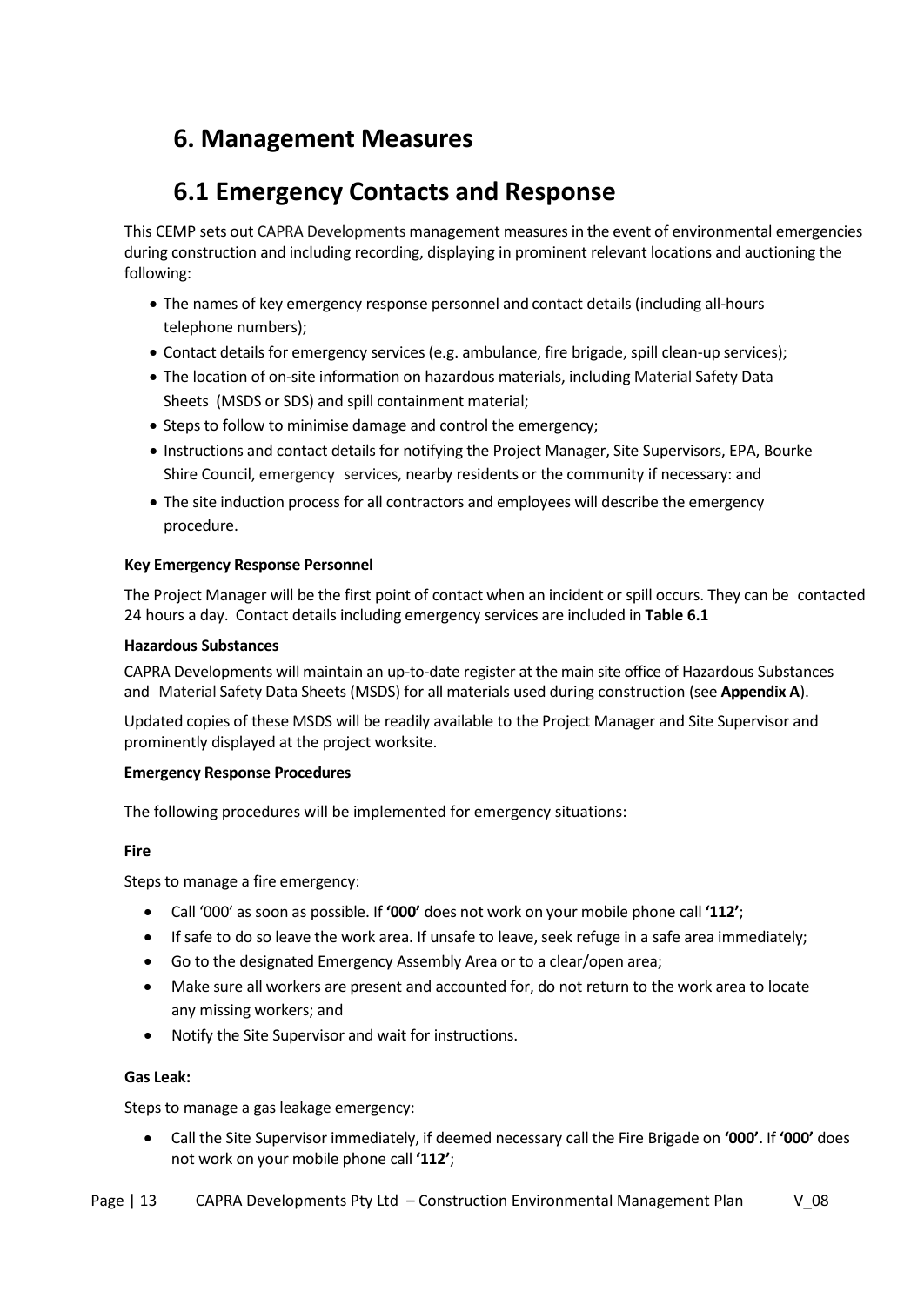# 6. Management Measures

## 6.1 Emergency Contacts and Response

This CEMP sets out CAPRA Developments management measures in the event of environmental emergencies during construction and including recording, displaying in prominent relevant locations and auctioning the following:

- The names of key emergency response personnel and contact details (including all-hours telephone numbers);
- Contact details for emergency services (e.g. ambulance, fire brigade, spill clean-up services);
- The location of on-site information on hazardous materials, including Material Safety Data Sheets (MSDS or SDS) and spill containment material;
- Steps to follow to minimise damage and control the emergency;
- Instructions and contact details for notifying the Project Manager, Site Supervisors, EPA, Bourke Shire Council, emergency services, nearby residents or the community if necessary: and
- The site induction process for all contractors and employees will describe the emergency procedure.

**Key Emergency Response Personnel**

The Project Manager will be the first point of contact when an incident or spill occurs. They can be contacted 24 hours a day. Contact details including emergency services are included in **Table 6.1**

**Hazardous Substances**

CAPRA Developments will maintain an up-to-date register at the main site office of Hazardous Substances and Material Safety Data Sheets (MSDS) for all materials used during construction (see **Appendix A**).

Updated copies of these MSDS will be readily available to the Project Manager and Site Supervisor and prominently displayed at the project worksite.

**Emergency Response Procedures**

The following procedures will be implemented for emergency situations:

**Fire**

Steps to manage a fire emergency:

- Call '000' as soon as possible. If **'000'** does not work on your mobile phone call **'112'**;
- If safe to do so leave the work area. If unsafe to leave, seek refuge in a safe area immediately;
- Go to the designated Emergency Assembly Area or to a clear/open area;
- Make sure all workers are present and accounted for, do not return to the work area to locate any missing workers; and
- Notify the Site Supervisor and wait for instructions.

**Gas Leak:**

Steps to manage a gas leakage emergency:

- Call the Site Supervisor immediately, if deemed necessary call the Fire Brigade on **'000'**. If **'000'** does not work on your mobile phone call **'112'**;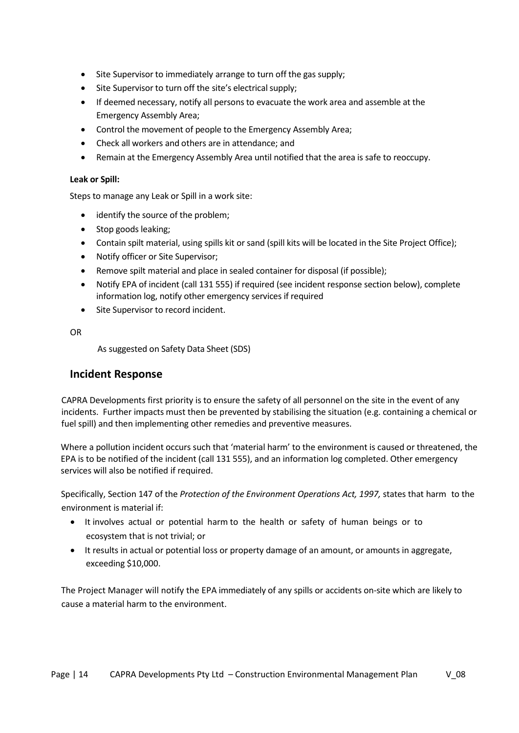- Site Supervisor to immediately arrange to turn off the gas supply;
- Site Supervisor to turn off the site's electrical supply;
- If deemed necessary, notify all persons to evacuate the work area and assemble at the Emergency Assembly Area;
- Control the movement of people to the Emergency Assembly Area;
- Check all workers and others are in attendance; and
- Remain at the Emergency Assembly Area until notified that the area is safe to reoccupy.

**Leak or Spill:**

Steps to manage any Leak or Spill in a work site:

- identify the source of the problem;
- Stop goods leaking;
- Contain spilt material, using spills kit or sand (spill kits will be located in the Site Project Office);
- Notify officer or Site Supervisor;
- Remove spilt material and place in sealed container for disposal (if possible);
- Notify EPA of incident (call 131 555) if required (see incident response section below), complete information log, notify other emergency services if required
- Site Supervisor to record incident.

OR

As suggested on Safety Data Sheet (SDS)

## Incident Response

CAPRA Developments first priority is to ensure the safety of all personnel on the site in the event of any incidents. Further impacts must then be prevented by stabilising the situation (e.g. containing a chemical or fuel spill) and then implementing other remedies and preventive measures.

Where a pollution incident occurs such that 'material harm' to the environment is caused or threatened, the EPA is to be notified of the incident (call 131 555), and an information log completed. Other emergency services will also be notified if required.

Specifically, Section 147 of the *Protection of the Environment Operations Act, 1997,* states that harm to the environment is material if:

- It involves actual or potential harm to the health or safety of human beings or to ecosystem that is not trivial; or
- It results in actual or potential loss or property damage of an amount, or amounts in aggregate, exceeding $10,000.

The Project Manager will notify the EPA immediately of any spills or accidents on-site which are likely to cause a material harm to the environment.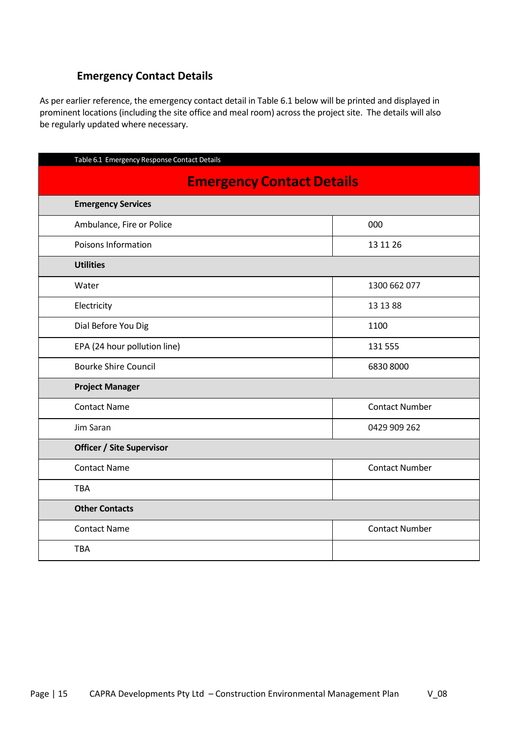### Emergency Contact Details

As per earlier reference, the emergency contact detail in Table 6.1 below will be printed and displayed in prominent locations (including the site office and meal room) across the project site. The details will also be regularly updated where necessary.

Table 6.1 Emergency Response Contact Details

| Emergency Contact Details | |
|---|---|
| **Emergency Services** | |
| Ambulance, Fire or Police | 000 |
| Poisons Information | 13 11 26 |
| **Utilities** | |
| Water | 1300 662 077 |
| Electricity | 13 13 88 |
| Dial Before You Dig | 1100 |
| EPA (24 hour pollution line) | 131 555 |
| Bourke Shire Council | 6830 8000 |
| **Project Manager** | |
| Contact Name | Contact Number |
| Jim Saran | 0429 909 262 |
| **Officer / Site Supervisor** | |
| Contact Name | Contact Number |
| TBA | |
| **Other Contacts** | |
| Contact Name | Contact Number |
| TBA | |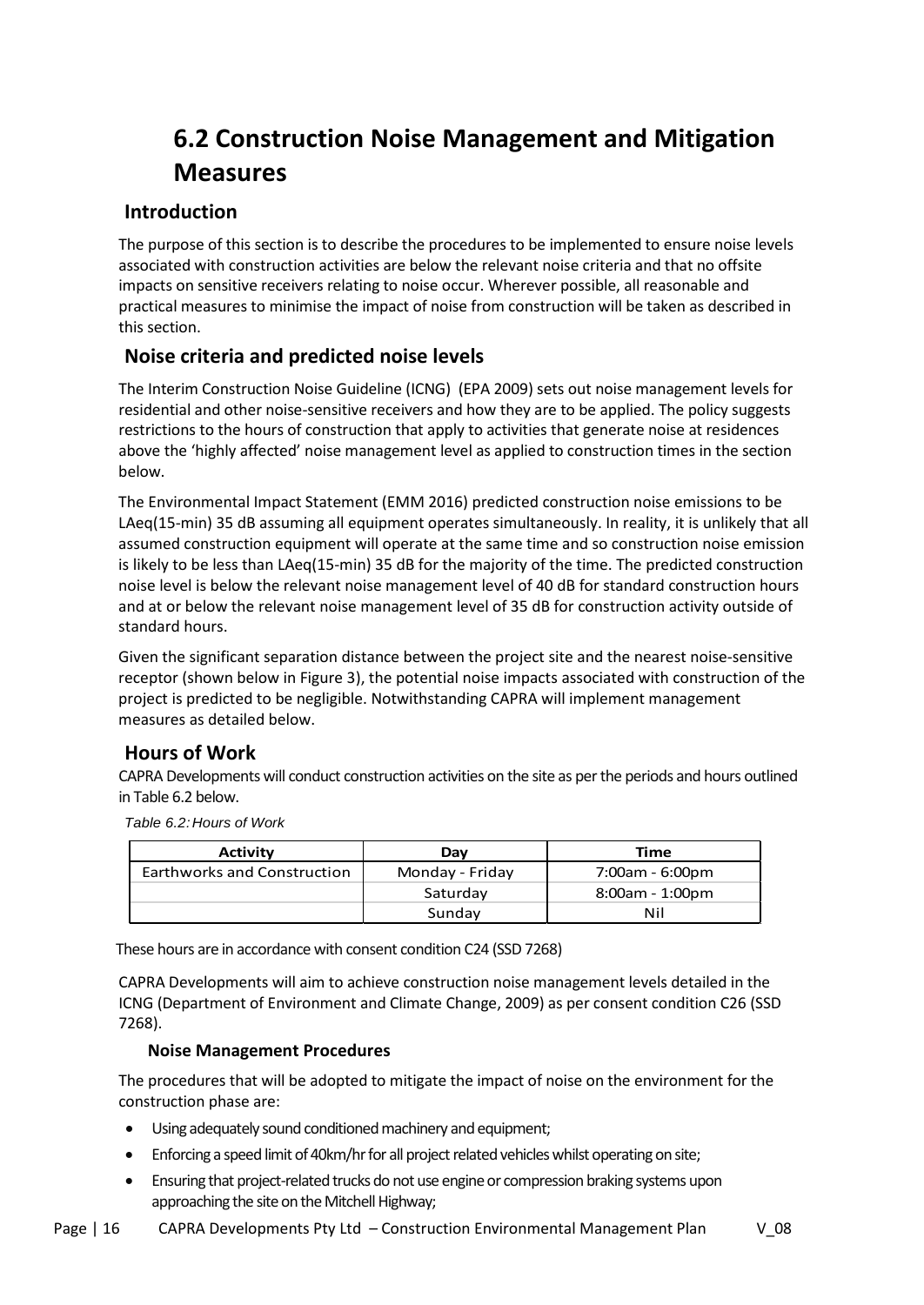# 6.2 Construction Noise Management and Mitigation Measures

## Introduction

The purpose of this section is to describe the procedures to be implemented to ensure noise levels associated with construction activities are below the relevant noise criteria and that no offsite impacts on sensitive receivers relating to noise occur. Wherever possible, all reasonable and practical measures to minimise the impact of noise from construction will be taken as described in this section.

## Noise criteria and predicted noise levels

The Interim Construction Noise Guideline (ICNG) (EPA 2009) sets out noise management levels for residential and other noise-sensitive receivers and how they are to be applied. The policy suggests restrictions to the hours of construction that apply to activities that generate noise at residences above the 'highly affected' noise management level as applied to construction times in the section below.

The Environmental Impact Statement (EMM 2016) predicted construction noise emissions to be LAeq(15-min) 35 dB assuming all equipment operates simultaneously. In reality, it is unlikely that all assumed construction equipment will operate at the same time and so construction noise emission is likely to be less than LAeq(15-min) 35 dB for the majority of the time. The predicted construction noise level is below the relevant noise management level of 40 dB for standard construction hours and at or below the relevant noise management level of 35 dB for construction activity outside of standard hours.

Given the significant separation distance between the project site and the nearest noise-sensitive receptor (shown below in Figure 3), the potential noise impacts associated with construction of the project is predicted to be negligible. Notwithstanding CAPRA will implement management measures as detailed below.

## Hours of Work

CAPRA Developments will conduct construction activities on the site as per the periods and hours outlined in Table 6.2 below.

*Table 6.2: Hours of Work*

| Activity | Day | Time |
|---|---|---|
| Earthworks and Construction | Monday - Friday | 7:00am - 6:00pm |
| | Saturday | 8:00am - 1:00pm |
| | Sunday | Nil |

These hours are in accordance with consent condition C24 (SSD 7268)

CAPRA Developments will aim to achieve construction noise management levels detailed in the ICNG (Department of Environment and Climate Change, 2009) as per consent condition C26 (SSD 7268).

### Noise Management Procedures

The procedures that will be adopted to mitigate the impact of noise on the environment for the construction phase are:

- Using adequately sound conditioned machinery and equipment;
- Enforcing a speed limit of 40km/hr for all project related vehicles whilst operating on site;
- Ensuring that project-related trucks do not use engine or compression braking systems upon approaching the site on the Mitchell Highway;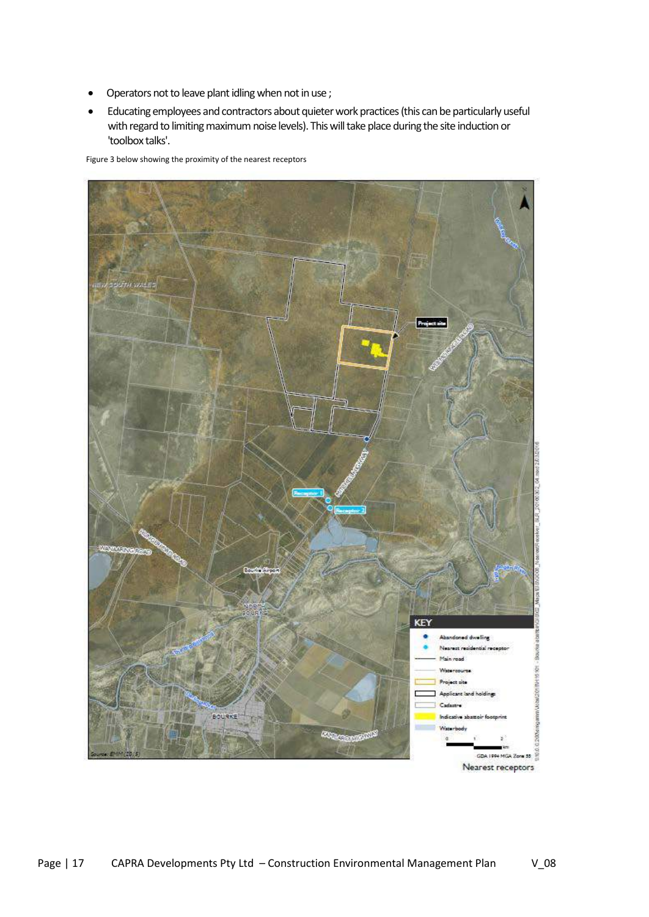- Operators not to leave plant idling when not in use ;
- Educating employees and contractors about quieter work practices (this can be particularly useful with regard to limiting maximum noise levels). This will take place during the site induction or 'toolbox talks'.

Figure 3 below showing the proximity of the nearest receptors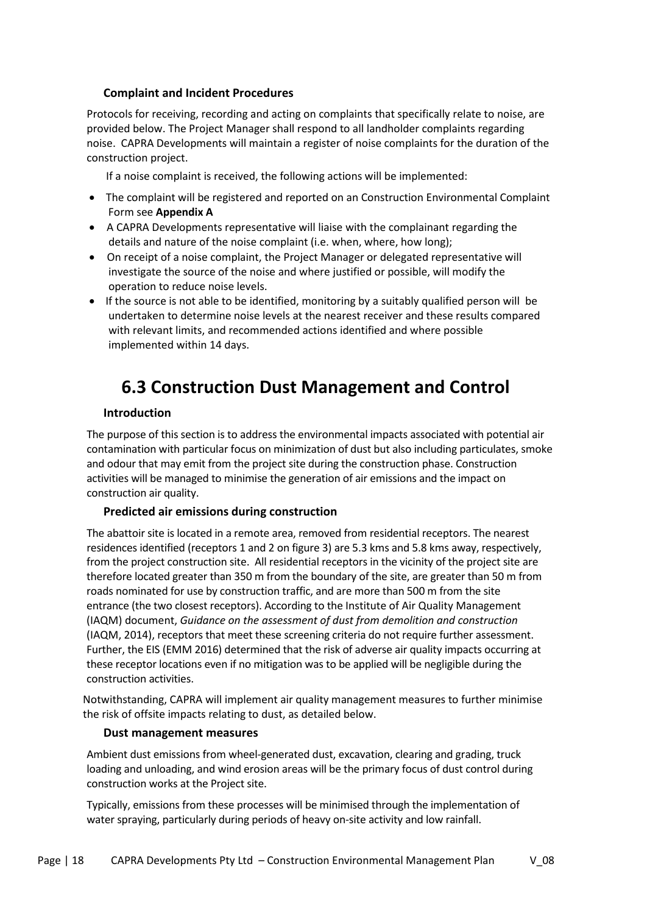### Complaint and Incident Procedures

Protocols for receiving, recording and acting on complaints that specifically relate to noise, are provided below. The Project Manager shall respond to all landholder complaints regarding noise. CAPRA Developments will maintain a register of noise complaints for the duration of the construction project.

If a noise complaint is received, the following actions will be implemented:

- The complaint will be registered and reported on an Construction Environmental Complaint Form see **Appendix A**
- A CAPRA Developments representative will liaise with the complainant regarding the details and nature of the noise complaint (i.e. when, where, how long);
- On receipt of a noise complaint, the Project Manager or delegated representative will investigate the source of the noise and where justified or possible, will modify the operation to reduce noise levels.
- If the source is not able to be identified, monitoring by a suitably qualified person will be undertaken to determine noise levels at the nearest receiver and these results compared with relevant limits, and recommended actions identified and where possible implemented within 14 days.

## 6.3 Construction Dust Management and Control

### Introduction

The purpose of this section is to address the environmental impacts associated with potential air contamination with particular focus on minimization of dust but also including particulates, smoke and odour that may emit from the project site during the construction phase. Construction activities will be managed to minimise the generation of air emissions and the impact on construction air quality.

### Predicted air emissions during construction

The abattoir site is located in a remote area, removed from residential receptors. The nearest residences identified (receptors 1 and 2 on figure 3) are 5.3 kms and 5.8 kms away, respectively, from the project construction site. All residential receptors in the vicinity of the project site are therefore located greater than 350 m from the boundary of the site, are greater than 50 m from roads nominated for use by construction traffic, and are more than 500 m from the site entrance (the two closest receptors). According to the Institute of Air Quality Management (IAQM) document, *Guidance on the assessment of dust from demolition and construction* (IAQM, 2014), receptors that meet these screening criteria do not require further assessment. Further, the EIS (EMM 2016) determined that the risk of adverse air quality impacts occurring at these receptor locations even if no mitigation was to be applied will be negligible during the construction activities.

Notwithstanding, CAPRA will implement air quality management measures to further minimise the risk of offsite impacts relating to dust, as detailed below.

### Dust management measures

Ambient dust emissions from wheel-generated dust, excavation, clearing and grading, truck loading and unloading, and wind erosion areas will be the primary focus of dust control during construction works at the Project site.

Typically, emissions from these processes will be minimised through the implementation of water spraying, particularly during periods of heavy on-site activity and low rainfall.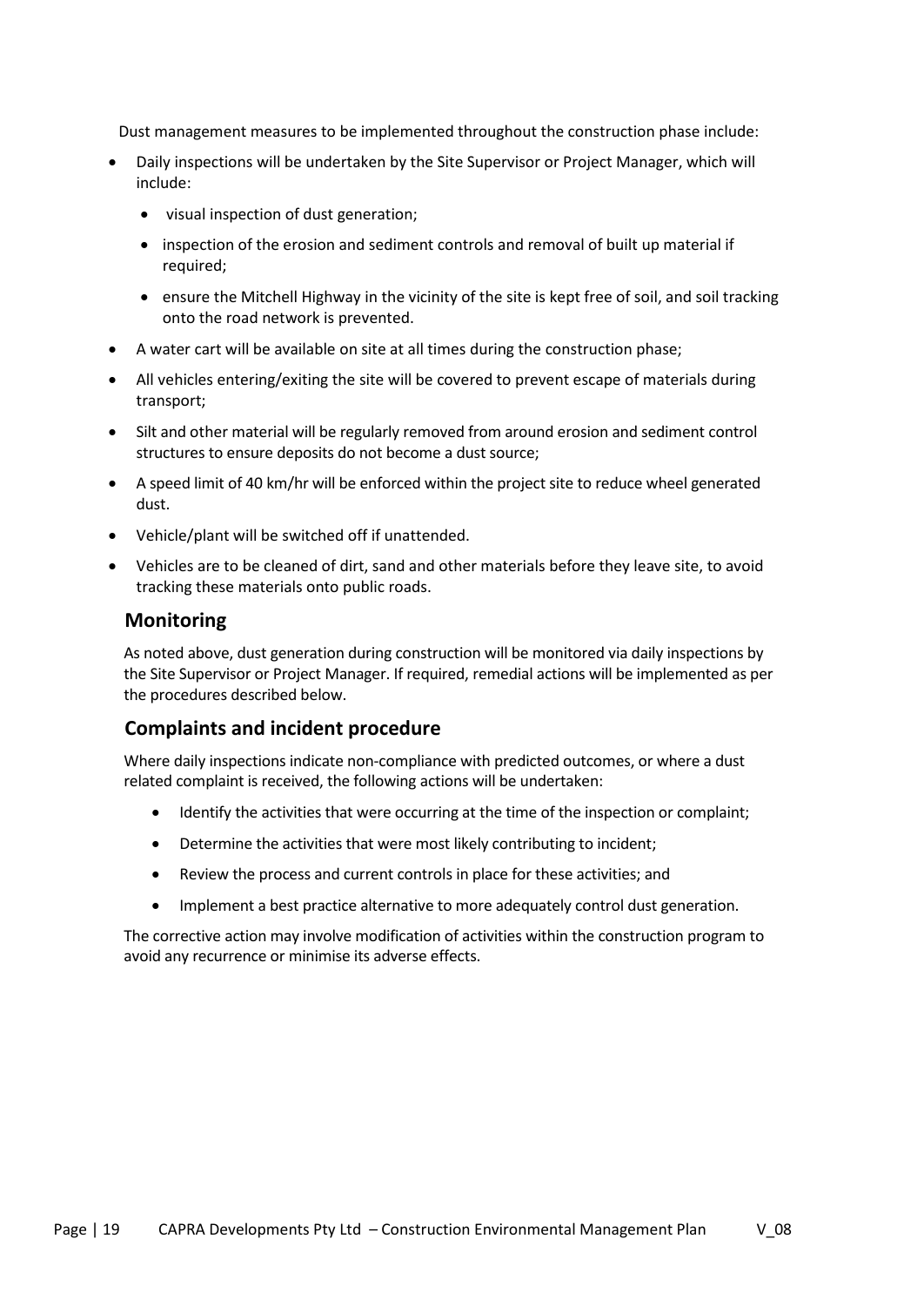Dust management measures to be implemented throughout the construction phase include:

- Daily inspections will be undertaken by the Site Supervisor or Project Manager, which will include:
  - visual inspection of dust generation;
  - inspection of the erosion and sediment controls and removal of built up material if required;
  - ensure the Mitchell Highway in the vicinity of the site is kept free of soil, and soil tracking onto the road network is prevented.
- A water cart will be available on site at all times during the construction phase;
- All vehicles entering/exiting the site will be covered to prevent escape of materials during transport;
- Silt and other material will be regularly removed from around erosion and sediment control structures to ensure deposits do not become a dust source;
- A speed limit of 40 km/hr will be enforced within the project site to reduce wheel generated dust.
- Vehicle/plant will be switched off if unattended.
- Vehicles are to be cleaned of dirt, sand and other materials before they leave site, to avoid tracking these materials onto public roads.

## Monitoring

As noted above, dust generation during construction will be monitored via daily inspections by the Site Supervisor or Project Manager. If required, remedial actions will be implemented as per the procedures described below.

## Complaints and incident procedure

Where daily inspections indicate non-compliance with predicted outcomes, or where a dust related complaint is received, the following actions will be undertaken:

- Identify the activities that were occurring at the time of the inspection or complaint;
- Determine the activities that were most likely contributing to incident;
- Review the process and current controls in place for these activities; and
- Implement a best practice alternative to more adequately control dust generation.

The corrective action may involve modification of activities within the construction program to avoid any recurrence or minimise its adverse effects.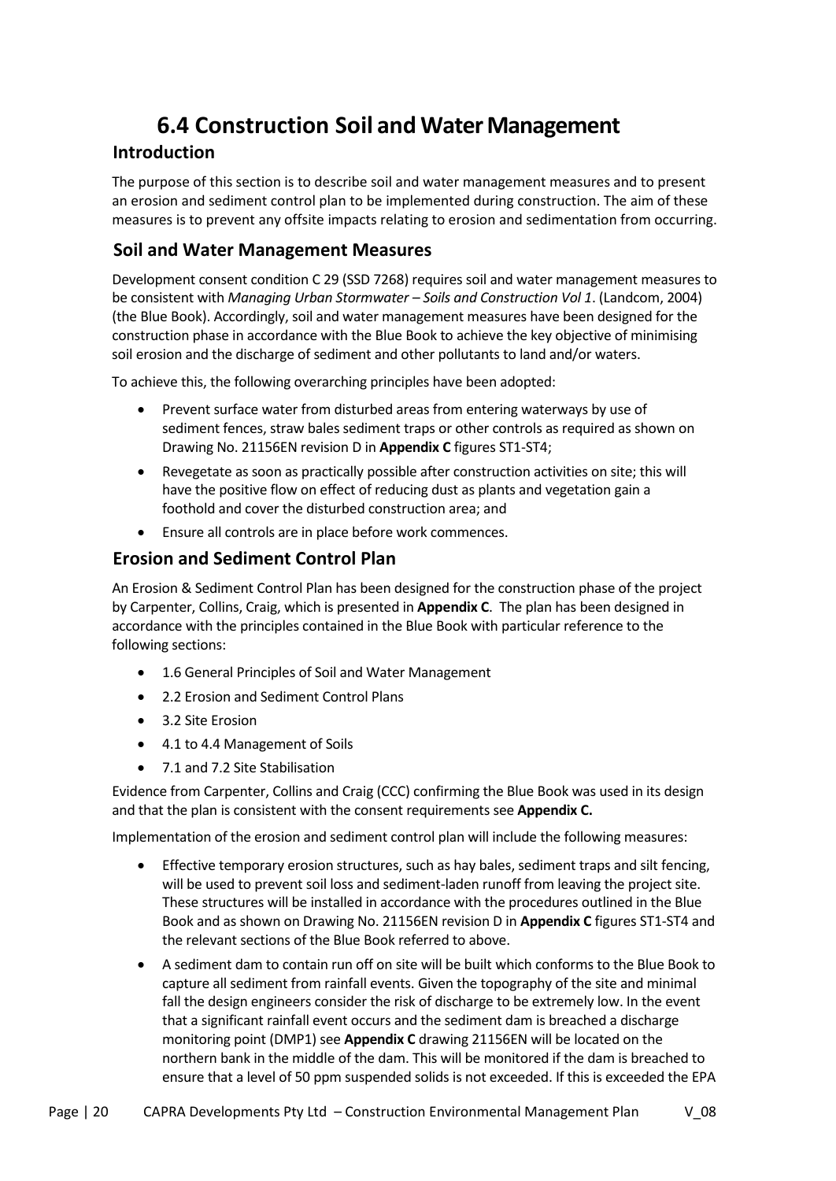# 6.4 Construction Soil and Water Management

## Introduction

The purpose of this section is to describe soil and water management measures and to present an erosion and sediment control plan to be implemented during construction. The aim of these measures is to prevent any offsite impacts relating to erosion and sedimentation from occurring.

## Soil and Water Management Measures

Development consent condition C 29 (SSD 7268) requires soil and water management measures to be consistent with *Managing Urban Stormwater – Soils and Construction Vol 1*. (Landcom, 2004) (the Blue Book). Accordingly, soil and water management measures have been designed for the construction phase in accordance with the Blue Book to achieve the key objective of minimising soil erosion and the discharge of sediment and other pollutants to land and/or waters.

To achieve this, the following overarching principles have been adopted:

- Prevent surface water from disturbed areas from entering waterways by use of sediment fences, straw bales sediment traps or other controls as required as shown on Drawing No. 21156EN revision D in **Appendix C** figures ST1-ST4;
- Revegetate as soon as practically possible after construction activities on site; this will have the positive flow on effect of reducing dust as plants and vegetation gain a foothold and cover the disturbed construction area; and
- Ensure all controls are in place before work commences.

## Erosion and Sediment Control Plan

An Erosion & Sediment Control Plan has been designed for the construction phase of the project by Carpenter, Collins, Craig, which is presented in **Appendix C**. The plan has been designed in accordance with the principles contained in the Blue Book with particular reference to the following sections:

- 1.6 General Principles of Soil and Water Management
- 2.2 Erosion and Sediment Control Plans
- 3.2 Site Erosion
- 4.1 to 4.4 Management of Soils
- 7.1 and 7.2 Site Stabilisation

Evidence from Carpenter, Collins and Craig (CCC) confirming the Blue Book was used in its design and that the plan is consistent with the consent requirements see **Appendix C.**

Implementation of the erosion and sediment control plan will include the following measures:

- Effective temporary erosion structures, such as hay bales, sediment traps and silt fencing, will be used to prevent soil loss and sediment-laden runoff from leaving the project site. These structures will be installed in accordance with the procedures outlined in the Blue Book and as shown on Drawing No. 21156EN revision D in **Appendix C** figures ST1-ST4 and the relevant sections of the Blue Book referred to above.
- A sediment dam to contain run off on site will be built which conforms to the Blue Book to capture all sediment from rainfall events. Given the topography of the site and minimal fall the design engineers consider the risk of discharge to be extremely low. In the event that a significant rainfall event occurs and the sediment dam is breached a discharge monitoring point (DMP1) see **Appendix C** drawing 21156EN will be located on the northern bank in the middle of the dam. This will be monitored if the dam is breached to ensure that a level of 50 ppm suspended solids is not exceeded. If this is exceeded the EPA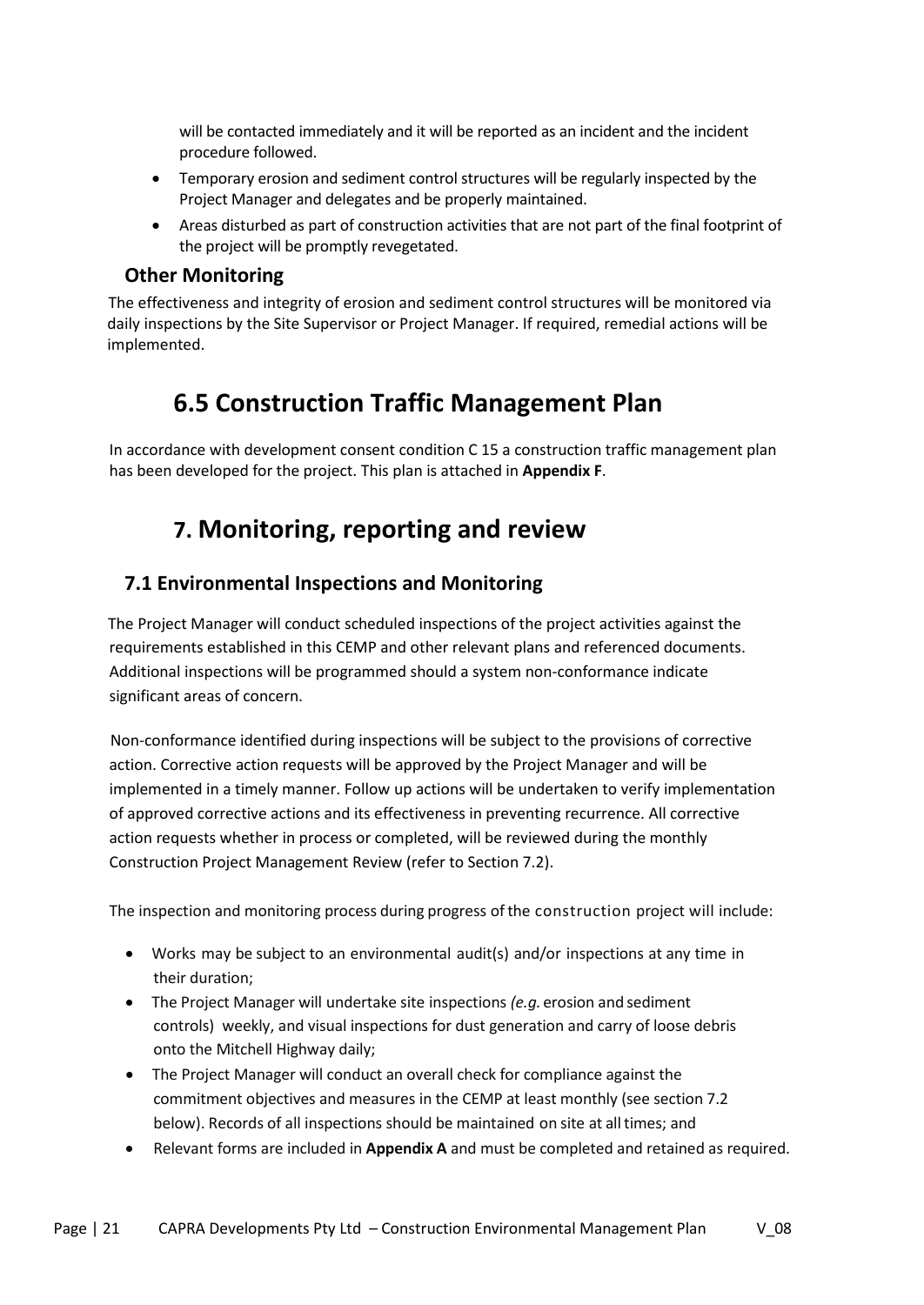will be contacted immediately and it will be reported as an incident and the incident procedure followed.

- Temporary erosion and sediment control structures will be regularly inspected by the Project Manager and delegates and be properly maintained.
- Areas disturbed as part of construction activities that are not part of the final footprint of the project will be promptly revegetated.

### Other Monitoring

The effectiveness and integrity of erosion and sediment control structures will be monitored via daily inspections by the Site Supervisor or Project Manager. If required, remedial actions will be implemented.

## 6.5 Construction Traffic Management Plan

In accordance with development consent condition C 15 a construction traffic management plan has been developed for the project. This plan is attached in **Appendix F**.

# 7. Monitoring, reporting and review

## 7.1 Environmental Inspections and Monitoring

The Project Manager will conduct scheduled inspections of the project activities against the requirements established in this CEMP and other relevant plans and referenced documents. Additional inspections will be programmed should a system non-conformance indicate significant areas of concern.

Non-conformance identified during inspections will be subject to the provisions of corrective action. Corrective action requests will be approved by the Project Manager and will be implemented in a timely manner. Follow up actions will be undertaken to verify implementation of approved corrective actions and its effectiveness in preventing recurrence. All corrective action requests whether in process or completed, will be reviewed during the monthly Construction Project Management Review (refer to Section 7.2).

The inspection and monitoring process during progress of the construction project will include:

- Works may be subject to an environmental audit(s) and/or inspections at any time in their duration;
- The Project Manager will undertake site inspections *(e.g.* erosion and sediment controls) weekly, and visual inspections for dust generation and carry of loose debris onto the Mitchell Highway daily;
- The Project Manager will conduct an overall check for compliance against the commitment objectives and measures in the CEMP at least monthly (see section 7.2 below). Records of all inspections should be maintained on site at all times; and
- Relevant forms are included in **Appendix A** and must be completed and retained as required.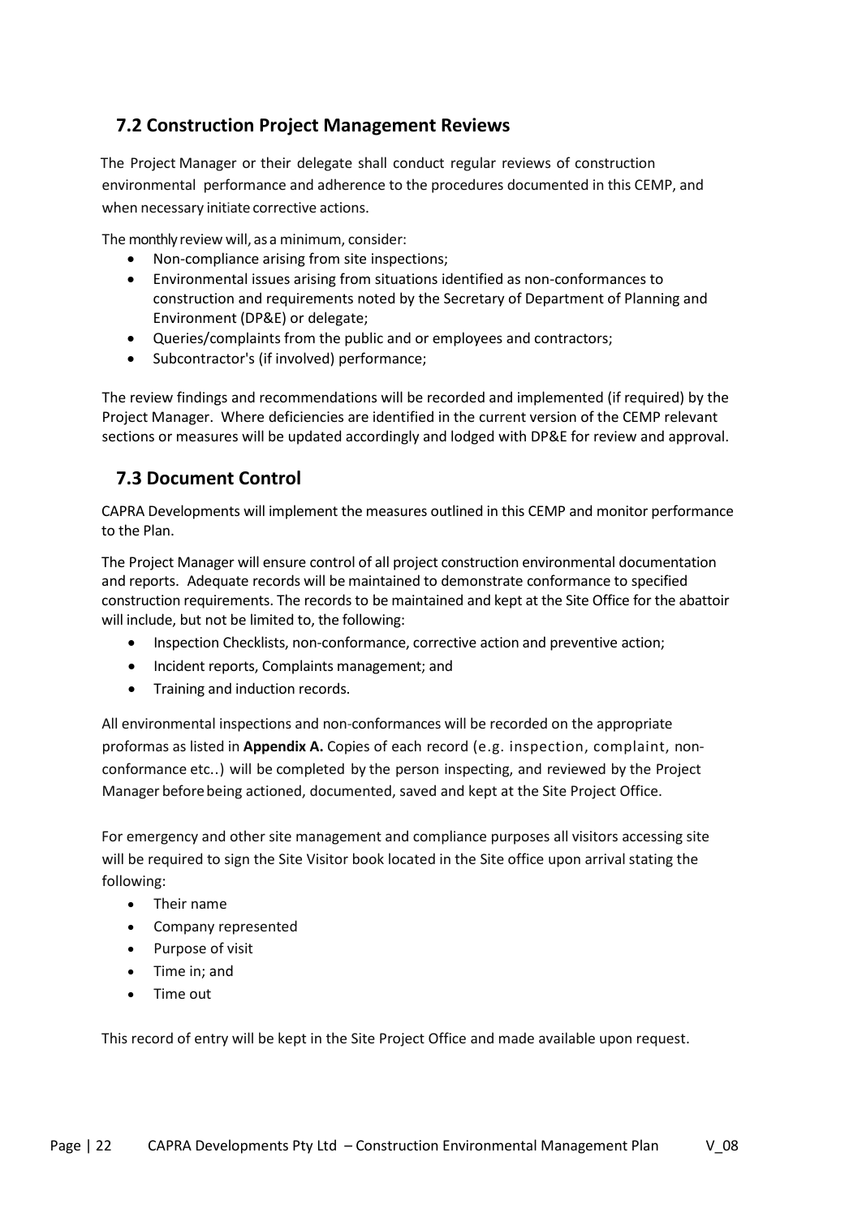## 7.2 Construction Project Management Reviews

The Project Manager or their delegate shall conduct regular reviews of construction environmental performance and adherence to the procedures documented in this CEMP, and when necessary initiate corrective actions.

The monthly review will, as a minimum, consider:

- Non-compliance arising from site inspections;
- Environmental issues arising from situations identified as non-conformances to construction and requirements noted by the Secretary of Department of Planning and Environment (DP&E) or delegate;
- Queries/complaints from the public and or employees and contractors;
- Subcontractor's (if involved) performance;

The review findings and recommendations will be recorded and implemented (if required) by the Project Manager. Where deficiencies are identified in the current version of the CEMP relevant sections or measures will be updated accordingly and lodged with DP&E for review and approval.

## 7.3 Document Control

CAPRA Developments will implement the measures outlined in this CEMP and monitor performance to the Plan.

The Project Manager will ensure control of all project construction environmental documentation and reports. Adequate records will be maintained to demonstrate conformance to specified construction requirements. The records to be maintained and kept at the Site Office for the abattoir will include, but not be limited to, the following:

- Inspection Checklists, non-conformance, corrective action and preventive action;
- Incident reports, Complaints management; and
- Training and induction records.

All environmental inspections and non-conformances will be recorded on the appropriate proformas as listed in **Appendix A.** Copies of each record (e.g. inspection, complaint, non-conformance etc..) will be completed by the person inspecting, and reviewed by the Project Manager before being actioned, documented, saved and kept at the Site Project Office.

For emergency and other site management and compliance purposes all visitors accessing site will be required to sign the Site Visitor book located in the Site office upon arrival stating the following:

- Their name
- Company represented
- Purpose of visit
- Time in; and
- Time out

This record of entry will be kept in the Site Project Office and made available upon request.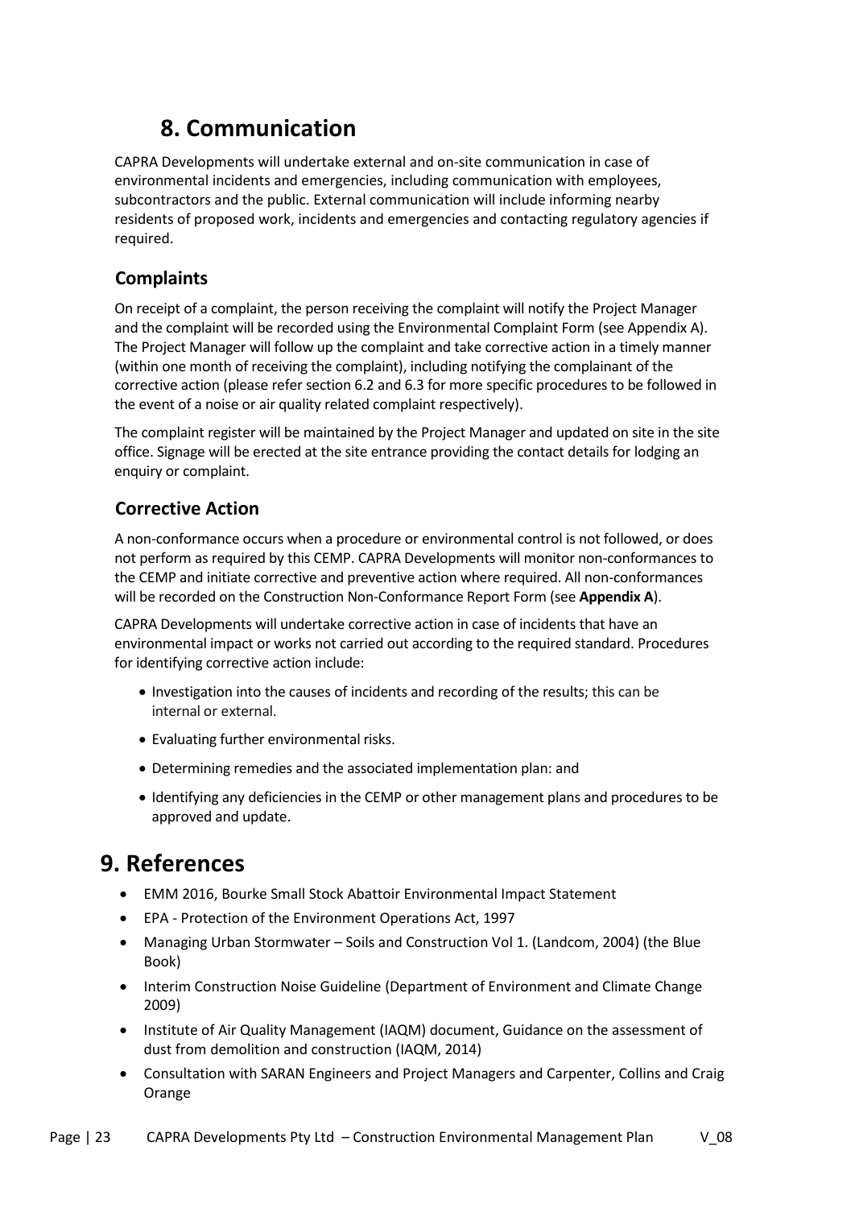# 8. Communication

CAPRA Developments will undertake external and on-site communication in case of environmental incidents and emergencies, including communication with employees, subcontractors and the public. External communication will include informing nearby residents of proposed work, incidents and emergencies and contacting regulatory agencies if required.

## Complaints

On receipt of a complaint, the person receiving the complaint will notify the Project Manager and the complaint will be recorded using the Environmental Complaint Form (see Appendix A). The Project Manager will follow up the complaint and take corrective action in a timely manner (within one month of receiving the complaint), including notifying the complainant of the corrective action (please refer section 6.2 and 6.3 for more specific procedures to be followed in the event of a noise or air quality related complaint respectively).

The complaint register will be maintained by the Project Manager and updated on site in the site office. Signage will be erected at the site entrance providing the contact details for lodging an enquiry or complaint.

## Corrective Action

A non-conformance occurs when a procedure or environmental control is not followed, or does not perform as required by this CEMP. CAPRA Developments will monitor non-conformances to the CEMP and initiate corrective and preventive action where required. All non-conformances will be recorded on the Construction Non-Conformance Report Form (see **Appendix A**).

CAPRA Developments will undertake corrective action in case of incidents that have an environmental impact or works not carried out according to the required standard. Procedures for identifying corrective action include:

- Investigation into the causes of incidents and recording of the results; this can be internal or external.
- Evaluating further environmental risks.
- Determining remedies and the associated implementation plan: and
- Identifying any deficiencies in the CEMP or other management plans and procedures to be approved and update.

# 9. References

- EMM 2016, Bourke Small Stock Abattoir Environmental Impact Statement
- EPA - Protection of the Environment Operations Act, 1997
- Managing Urban Stormwater – Soils and Construction Vol 1. (Landcom, 2004) (the Blue Book)
- Interim Construction Noise Guideline (Department of Environment and Climate Change 2009)
- Institute of Air Quality Management (IAQM) document, Guidance on the assessment of dust from demolition and construction (IAQM, 2014)
- Consultation with SARAN Engineers and Project Managers and Carpenter, Collins and Craig Orange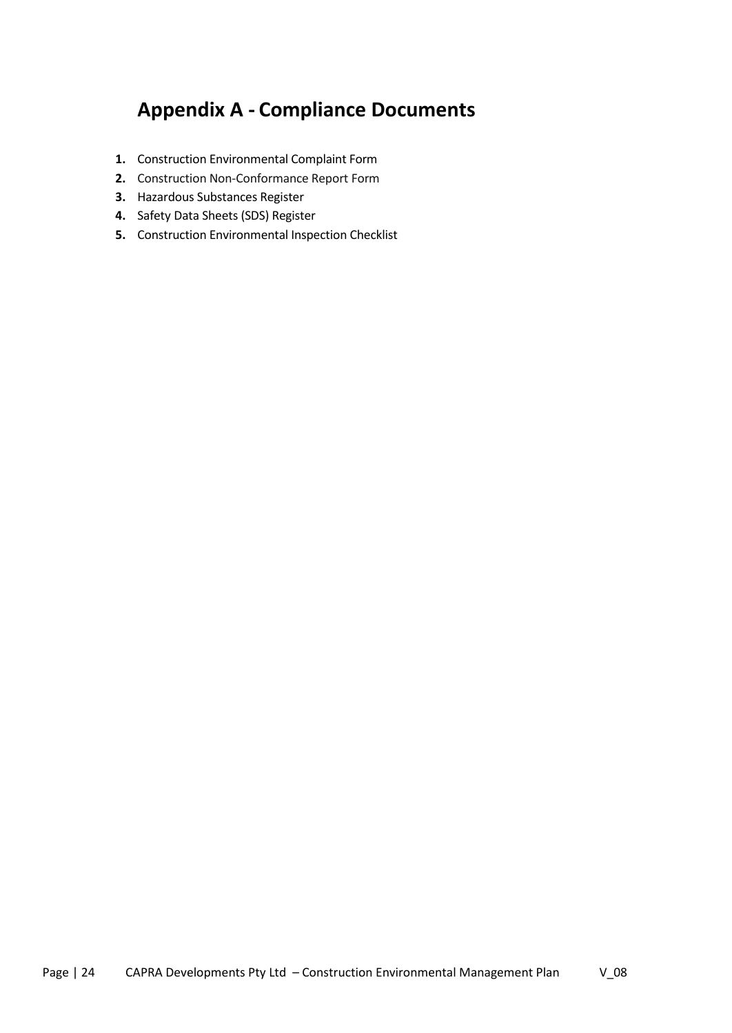# Appendix A - Compliance Documents

1. Construction Environmental Complaint Form
2. Construction Non-Conformance Report Form
3. Hazardous Substances Register
4. Safety Data Sheets (SDS) Register
5. Construction Environmental Inspection Checklist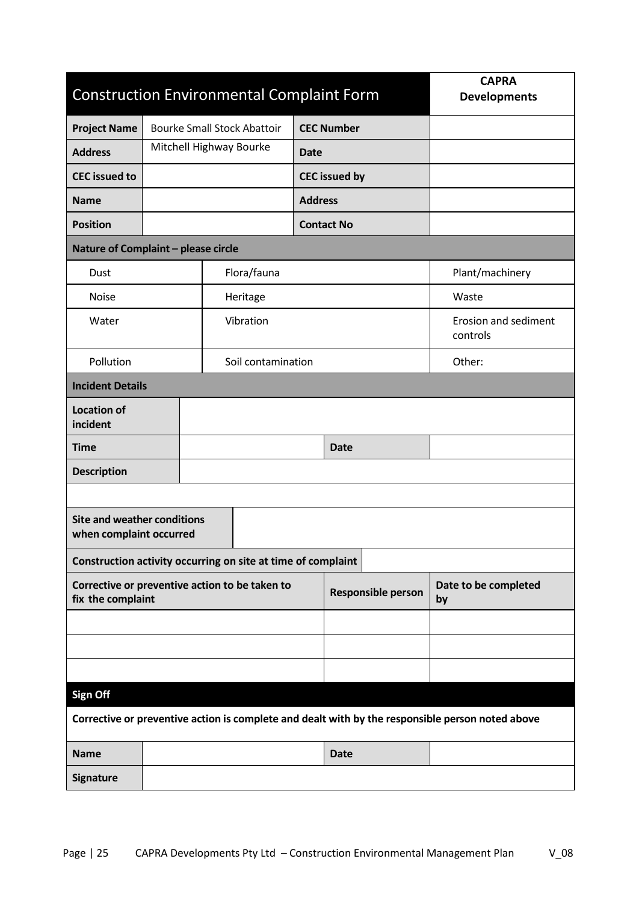# Construction Environmental Complaint Form

**CAPRA Developments**

| **Project Name** | Bourke Small Stock Abattoir | **CEC Number** | |
|---|---|---|---|
| **Address** | Mitchell Highway Bourke | **Date** | |
| **CEC issued to** | | **CEC issued by** | |
| **Name** | | **Address** | |
| **Position** | | **Contact No** | |

**Nature of Complaint – please circle**

| | | |
|---|---|---|
| Dust | Flora/fauna | Plant/machinery |
| Noise | Heritage | Waste |
| Water | Vibration | Erosion and sediment controls |
| Pollution | Soil contamination | Other: |

**Incident Details**

| | | | |
|---|---|---|---|
| **Location of incident** | | | |
| **Time** | | **Date** | |
| **Description** | | | |
| | | | |
| **Site and weather conditions when complaint occurred** | | | |
| **Construction activity occurring on site at time of complaint** | | | |

| **Corrective or preventive action to be taken to fix the complaint** | **Responsible person** | **Date to be completed by** |
|---|---|---|
| | | |
| | | |
| | | |

**Sign Off**

**Corrective or preventive action is complete and dealt with by the responsible person noted above**

| **Name** | | **Date** | |
|---|---|---|---|
| **Signature** | | | |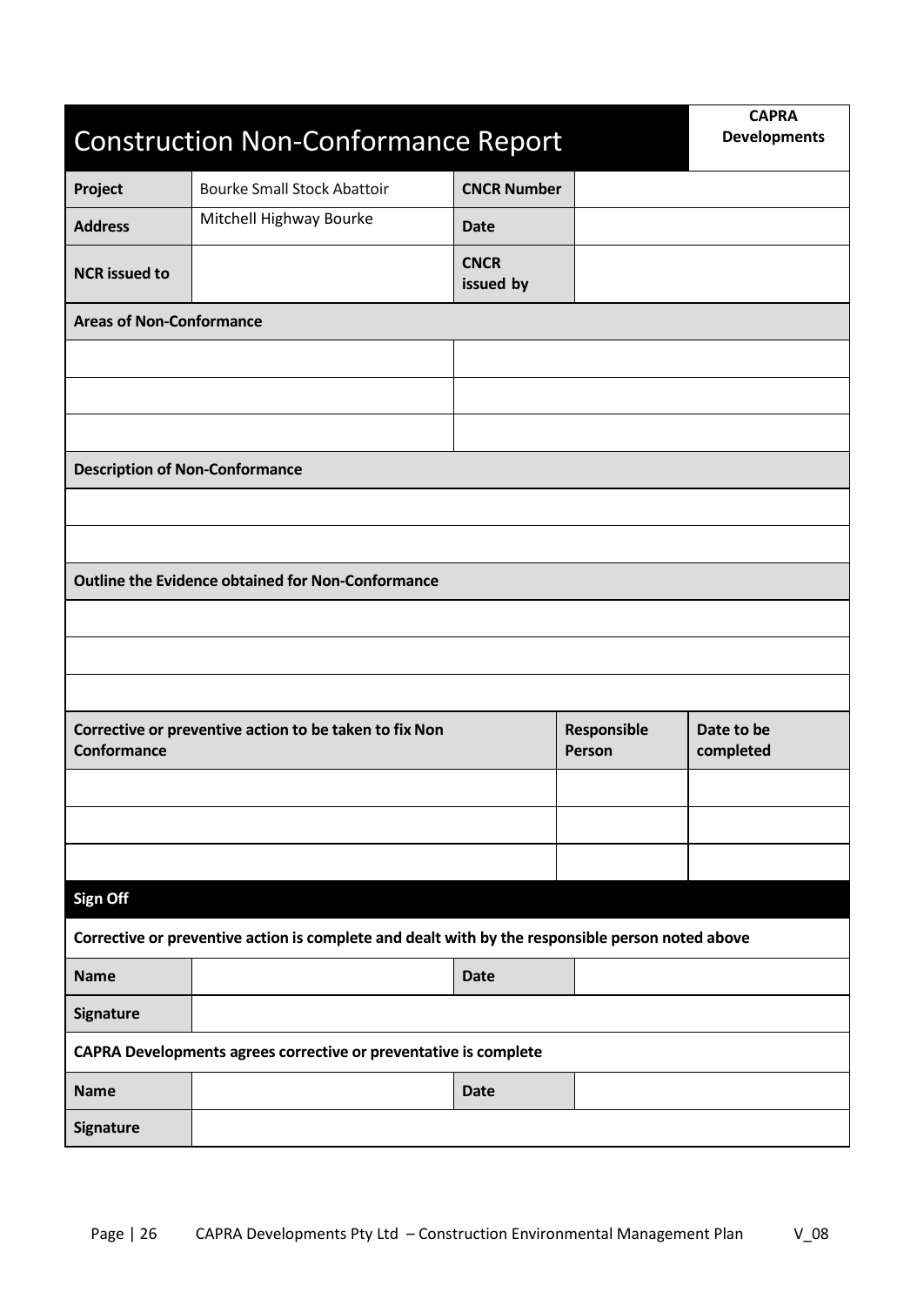# Construction Non-Conformance Report

**CAPRA Developments**

| **Project** | Bourke Small Stock Abattoir | **CNCR Number** | |
|---|---|---|---|
| **Address** | Mitchell Highway Bourke | **Date** | |
| **NCR issued to** | | **CNCR issued by** | |

| **Areas of Non-Conformance** | |
|---|---|
| | |
| | |
| | |

| **Description of Non-Conformance** |
|---|
| |
| |

| **Outline the Evidence obtained for Non-Conformance** |
|---|
| |
| |
| |

| **Corrective or preventive action to be taken to fix Non Conformance** | **Responsible Person** | **Date to be completed** |
|---|---|---|
| | | |
| | | |
| | | |

| **Sign Off** | | | |
|---|---|---|---|
| **Corrective or preventive action is complete and dealt with by the responsible person noted above** | | | |
| **Name** | | **Date** | |
| **Signature** | | | |
| **CAPRA Developments agrees corrective or preventative is complete** | | | |
| **Name** | | **Date** | |
| **Signature** | | | |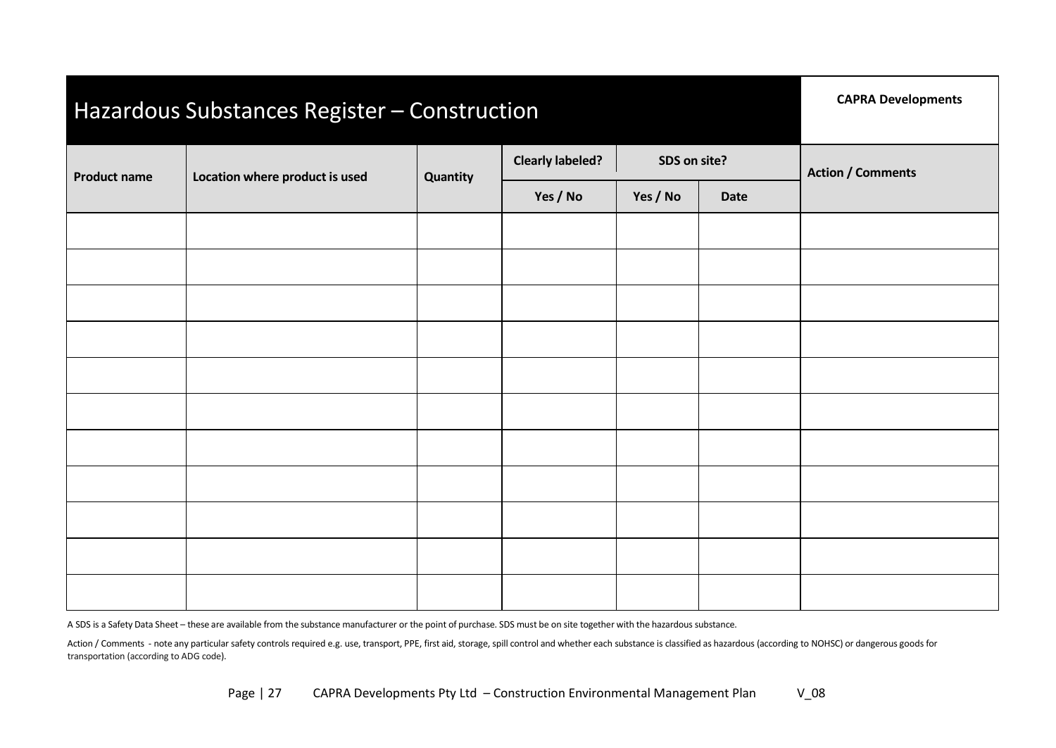# Hazardous Substances Register – Construction

**CAPRA Developments**

| Product name | Location where product is used | Quantity | Clearly labeled? | SDS on site? | | Action / Comments |
|---|---|---|---|---|---|---|
| | | | Yes / No | Yes / No | Date | |
| | | | | | | |
| | | | | | | |
| | | | | | | |
| | | | | | | |
| | | | | | | |
| | | | | | | |
| | | | | | | |
| | | | | | | |
| | | | | | | |
| | | | | | | |
| | | | | | | |

A SDS is a Safety Data Sheet – these are available from the substance manufacturer or the point of purchase. SDS must be on site together with the hazardous substance.

Action / Comments - note any particular safety controls required e.g. use, transport, PPE, first aid, storage, spill control and whether each substance is classified as hazardous (according to NOHSC) or dangerous goods for transportation (according to ADG code).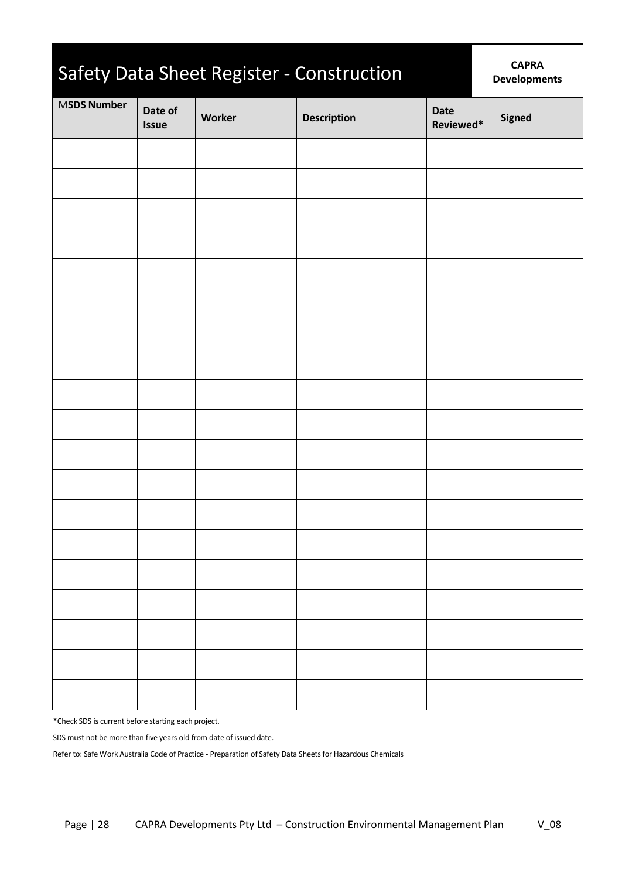# Safety Data Sheet Register - Construction

**CAPRA Developments**

| MSDS Number | Date of Issue | Worker | Description | Date Reviewed* | Signed |
|---|---|---|---|---|---|
| | | | | | |
| | | | | | |
| | | | | | |
| | | | | | |
| | | | | | |
| | | | | | |
| | | | | | |
| | | | | | |
| | | | | | |
| | | | | | |
| | | | | | |
| | | | | | |
| | | | | | |
| | | | | | |
| | | | | | |
| | | | | | |
| | | | | | |
| | | | | | |
| | | | | | |

*Check SDS is current before starting each project.

SDS must not be more than five years old from date of issued date.

Refer to: Safe Work Australia Code of Practice - Preparation of Safety Data Sheets for Hazardous Chemicals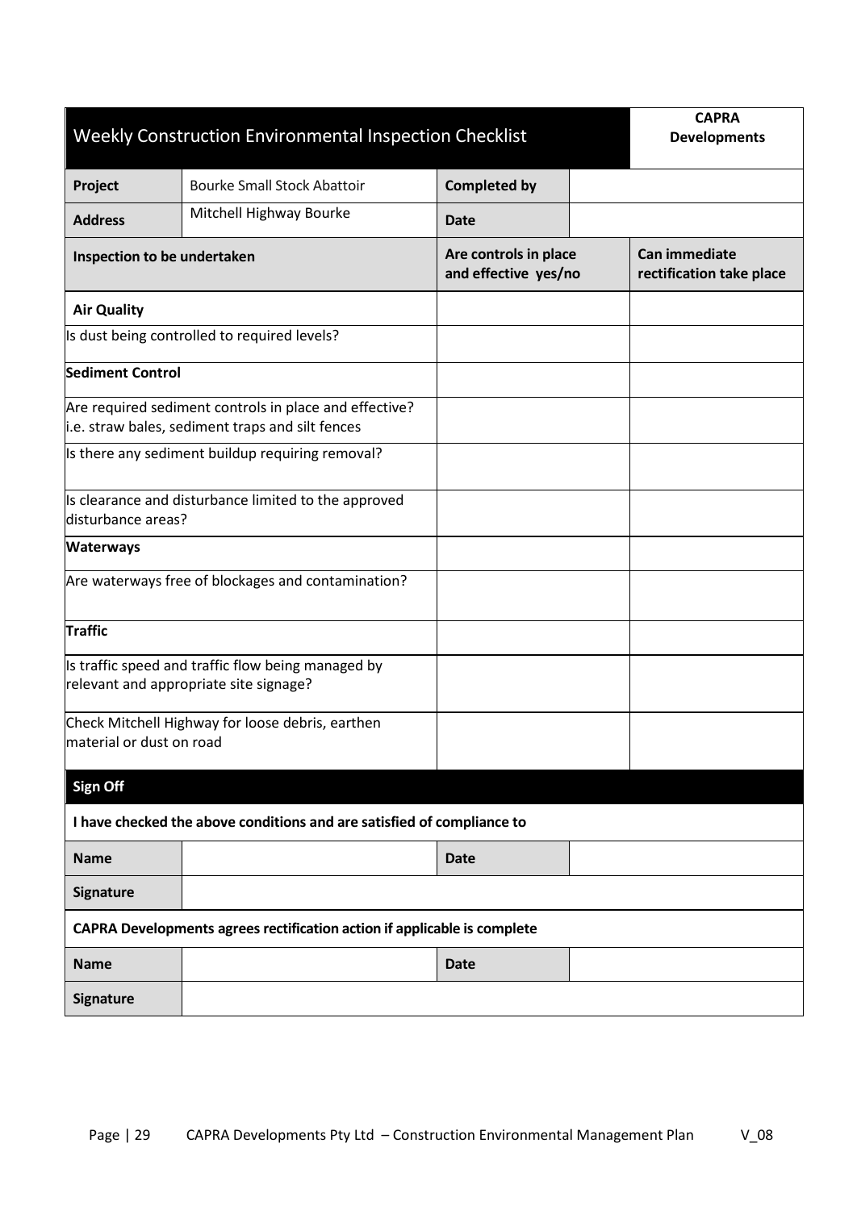| Weekly Construction Environmental Inspection Checklist | | | | CAPRA Developments |
|---|---|---|---|---|
| **Project** | Bourke Small Stock Abattoir | **Completed by** | | |
| **Address** | Mitchell Highway Bourke | **Date** | | |

| Inspection to be undertaken | Are controls in place and effective yes/no | Can immediate rectification take place |
|---|---|---|
| **Air Quality** | | |
| Is dust being controlled to required levels? | | |
| **Sediment Control** | | |
| Are required sediment controls in place and effective? i.e. straw bales, sediment traps and silt fences | | |
| Is there any sediment buildup requiring removal? | | |
| Is clearance and disturbance limited to the approved disturbance areas? | | |
| **Waterways** | | |
| Are waterways free of blockages and contamination? | | |
| **Traffic** | | |
| Is traffic speed and traffic flow being managed by relevant and appropriate site signage? | | |
| Check Mitchell Highway for loose debris, earthen material or dust on road | | |

**Sign Off**

**I have checked the above conditions and are satisfied of compliance to**

| **Name** | | **Date** | |
|---|---|---|---|
| **Signature** | | | |

**CAPRA Developments agrees rectification action if applicable is complete**

| **Name** | | **Date** | |
|---|---|---|---|
| **Signature** | | | |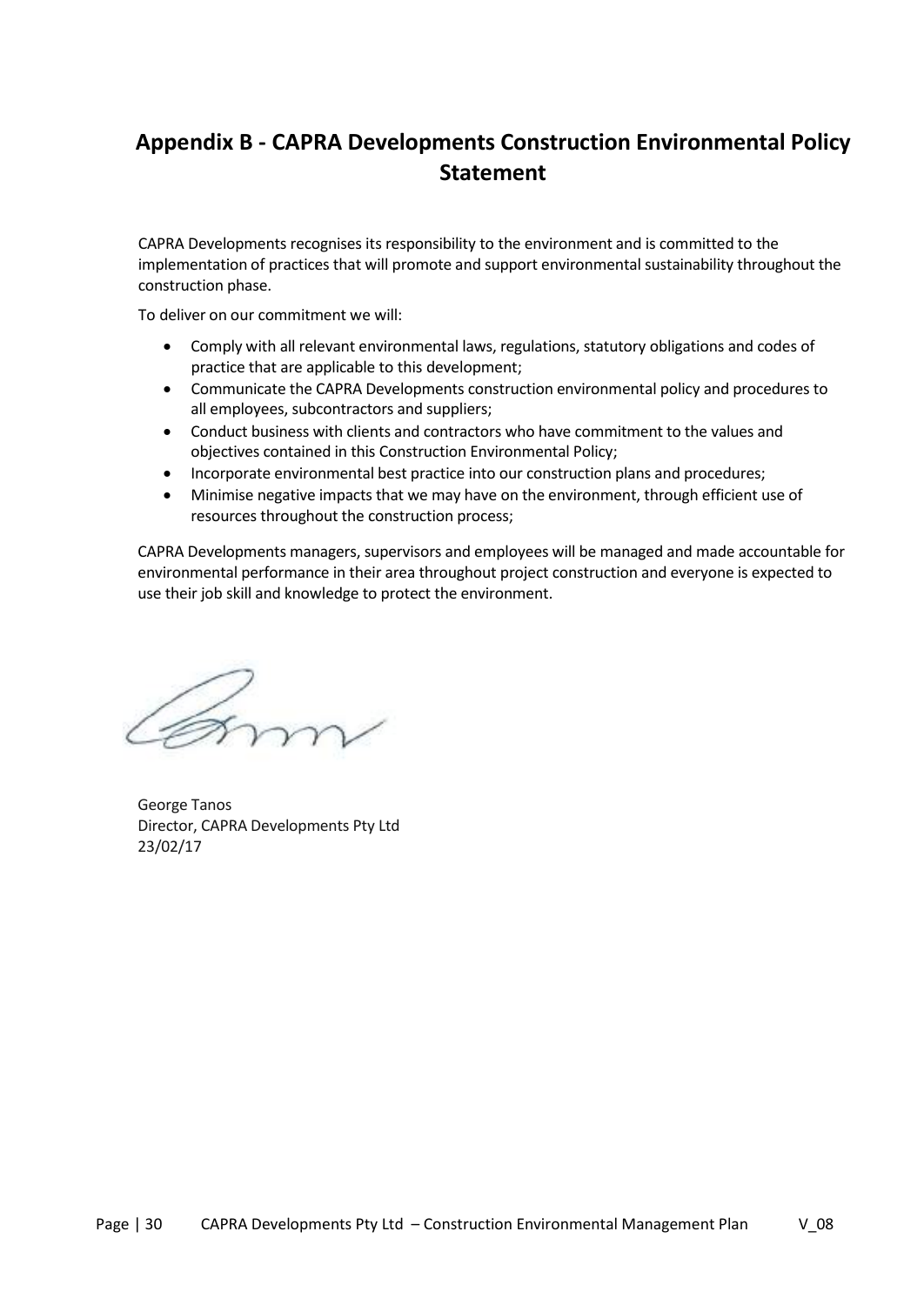# Appendix B - CAPRA Developments Construction Environmental Policy Statement

CAPRA Developments recognises its responsibility to the environment and is committed to the implementation of practices that will promote and support environmental sustainability throughout the construction phase.

To deliver on our commitment we will:

- Comply with all relevant environmental laws, regulations, statutory obligations and codes of practice that are applicable to this development;
- Communicate the CAPRA Developments construction environmental policy and procedures to all employees, subcontractors and suppliers;
- Conduct business with clients and contractors who have commitment to the values and objectives contained in this Construction Environmental Policy;
- Incorporate environmental best practice into our construction plans and procedures;
- Minimise negative impacts that we may have on the environment, through efficient use of resources throughout the construction process;

CAPRA Developments managers, supervisors and employees will be managed and made accountable for environmental performance in their area throughout project construction and everyone is expected to use their job skill and knowledge to protect the environment.

George Tanos
Director, CAPRA Developments Pty Ltd
23/02/17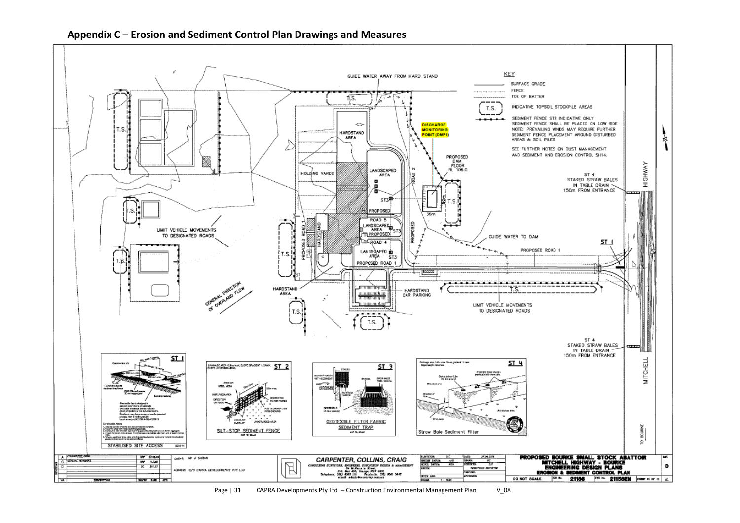## Appendix C – Erosion and Sediment Control Plan Drawings and Measures

GUIDE WATER AWAY FROM HARD STAND

KEY

- SURFACE GRADE
- FENCE
- TOE OF BATTER
- T.S. — INDICATIVE TOPSOIL STOCKPILE AREAS
- SEDIMENT FENCE ST2 INDICATIVE ONLY. SEDIMENT FENCE SHALL BE PLACED ON LOW SIDE. NOTE: PREVAILING WINDS MAY REQUIRE FURTHER SEDIMENT FENCE PLACEMENT AROUND DISTURBED AREAS & SOIL PILES

SEE FURTHER NOTES ON DUST MANAGEMENT AND SEDIMENT AND EROSION CONTROL SH14.

DISCHARGE MONITORING POINT (DMP1)

HARDSTAND AREA

HOLDING YARDS

LANDSCAPED AREA

PROPOSED DAM FLOOR RL 106.0

ROAD 2

ST3

PROPOSED

ROAD 5

LANDSCAPED AREA

ST3

PROPOSED

ROAD 4

LANDSCAPED AREA

ST3

PROPOSED ROAD 1

PROPOSED ROAD 1

HARDSTAND

LIMIT VEHICLE MOVEMENTS TO DESIGNATED ROADS

GUIDE WATER TO DAM

ST 1

PROPOSED ROAD 1

ST 4 STAKED STRAW BALES IN TABLE DRAIN 150m FROM ENTRANCE

GENERAL DIRECTION OF OVERLAND FLOW

HARDSTAND AREA

HARDSTAND CAR PARKING

LIMIT VEHICLE MOVEMENTS TO DESIGNATED ROADS

ST 4 STAKED STRAW BALES IN TABLE DRAIN 150m FROM ENTRANCE

MITCHELL HIGHWAY

TO BOURKE

ST 1 — STABILISED SITE ACCESS

ST 2 — SILT-STOP SEDIMENT FENCE

ST 3 — GEOTEXTILE FILTER FABRIC SEDIMENT TRAP

ST 4 — Straw Bale Sediment Filter

CLIENT: Mr J. SARAH

ADDRESS: C/O CAPRA DEVELOPMENTS PTY LTD

CARPENTER, COLLINS, CRAIG

CONSULTING SURVEYORS, ENGINEERS, SUBDIVISION DESIGN & MANAGEMENT

PROPOSED BOURKE SMALL STOCK ABATTOIR

MITCHELL HIGHWAY - BOURKE

ENGINEERING DESIGN PLANS

EROSION & SEDIMENT CONTROL PLAN

DO NOT SCALE

JOB No. 21156

DWG No. 21156EN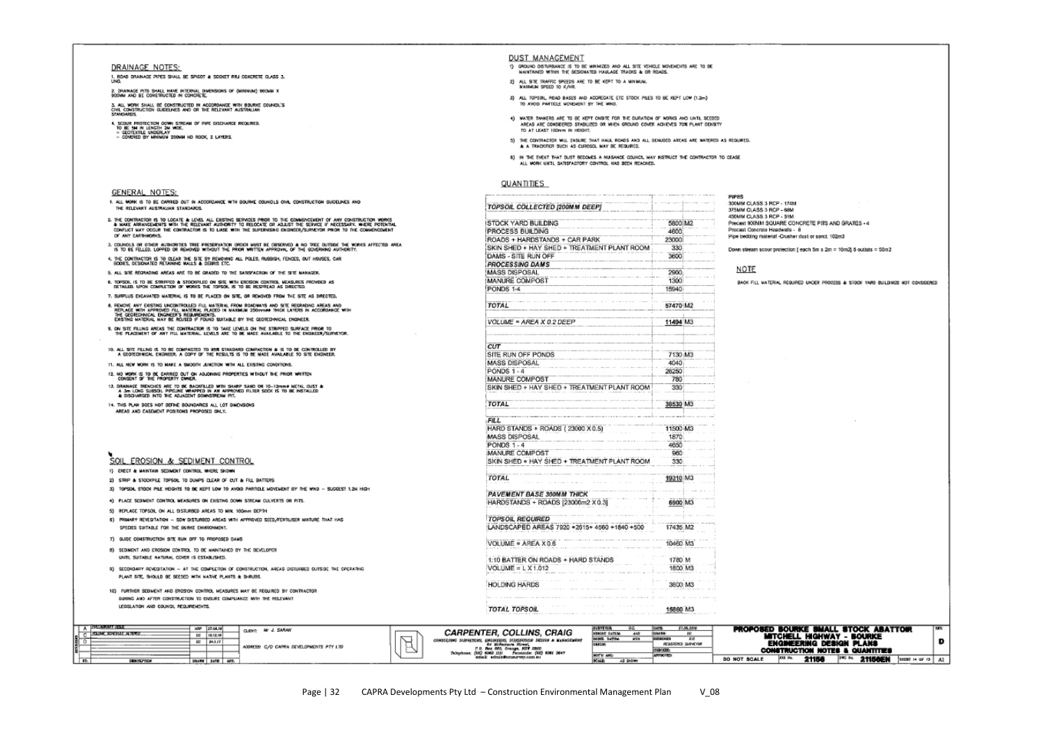## DRAINAGE NOTES:

1. ROAD DRAINAGE PIPES SHALL BE SPIGOT & SOCKET RRJ CONCRETE CLASS 3, UNO.
2. DRAINAGE PITS SHALL HAVE INTERNAL DIMENSIONS OF (MINIMUM) 900MM X 900MM AND BE CONSTRUCTED IN CONCRETE.
3. ALL WORK SHALL BE CONSTRUCTED IN ACCORDANCE WITH BOURKE COUNCIL'S CIVIL CONSTRUCTION GUIDELINES AND OR THE RELEVANT AUSTRALIAN STANDARDS.
4. SCOUR PROTECTION DOWN STREAM OF PIPE DISCHARGE REQUIRED. TO BE 5M IN LENGTH 2M WIDE.
   - GEOTEXTILE UNDERLAY
   - COVERED BY MINIMUM 200MM ND ROCK, 2 LAYERS.

## GENERAL NOTES:

1. ALL WORK IS TO BE CARRIED OUT IN ACCORDANCE WITH BOURKE COUNCILS CIVIL CONSTRUCTION GUIDELINES AND THE RELEVANT AUSTRALIAN STANDARDS.
2. THE CONTRACTOR IS TO LOCATE & LEVEL ALL EXISTING SERVICES PRIOR TO THE COMMENCEMENT OF ANY CONSTRUCTION WORKS & MAKE ARRANGEMENTS WITH THE RELEVANT AUTHORITY TO RELOCATE OR ADJUST THE SERVICE IF NECESSARY. WHERE POTENTIAL CONFLICT MAY OCCUR THE CONTRACTOR IS TO LIASE WITH THE SUPERVISING ENGINEER/SURVEYOR PRIOR TO THE COMMENCEMENT OF ANY EARTHWORKS.
3. COUNCILS OR OTHER AUTHORITIES TREE PRESERVATION ORDER MUST BE OBSERVED & NO TREE OUTSIDE THE WORKS AFFECTED AREA IS TO BE FELLED, LOPPED OR REMOVED WITHOUT THE PRIOR WRITTEN APPROVAL OF THE GOVERNING AUTHORITY.
4. THE CONTRACTOR IS TO CLEAR THE SITE BY REMOVING ALL POLES, RUBBISH, FENCES, OUT HOUSES, CAR BODIES, DESIGNATED RETAINING WALLS & DEBRIS ETC.
5. ALL SITE REGRADING AREAS ARE TO BE GRADED TO THE SATISFACTION OF THE SITE MANAGER.
6. TOPSOIL IS TO BE STRIPPED & STOCKPILED ON SITE WITH EROSION CONTROL MEASURES PROVIDED AS DETAILED. UPON COMPLETION OF WORKS THE TOPSOIL IS TO BE RESPREAD AS DIRECTED.
7. SURPLUS EXCAVATED MATERIAL IS TO BE PLACED ON SITE, OR REMOVED FROM THE SITE AS DIRECTED.
8. REMOVE ANY EXISTING UNCONTROLLED FILL MATERIAL FROM ROADWAYS AND SITE REGRADING AREAS AND REPLACE WITH APPROVED FILL MATERIAL PLACED IN MAXIMUM 250mm## THICK LAYERS IN ACCORDANCE WITH THE GEOTECHNICAL ENGINEER'S REQUIREMENTS. EXISTING MATERIAL MAY BE REUSED IF FOUND SUITABLE BY THE GEOTECHNICAL ENGINEER.
9. ON SITE FILLING AREAS THE CONTRACTOR IS TO TAKE LEVELS ON THE STRIPPED SURFACE PRIOR TO THE PLACEMENT OF ANY FILL MATERIAL. LEVELS ARE TO BE MADE AVAILABLE TO THE ENGINEER/SURVEYOR.
10. ALL SITE FILLING IS TO BE COMPACTED TO 95% STANDARD COMPACTION & IS TO BE CONTROLLED BY A GEOTECHNICAL ENGINEER. A COPY OF THE RESULTS IS TO BE MADE AVAILABLE TO SITE ENGINEER.
11. ALL NEW WORK IS TO MAKE A SMOOTH JUNCTION WITH ALL EXISTING CONDITIONS.
12. NO WORK IS TO BE CARRIED OUT ON ADJOINING PROPERTIES WITHOUT THE PRIOR WRITTEN CONSENT OF THE PROPERTY OWNER.
13. DRAINAGE TRENCHES ARE TO BE BACKFILLED WITH SHARP SAND OR 10–12mm# METAL DUST & A 3m LONG SUBSOIL PIPELINE WRAPPED IN AN APPROVED FILTER SOCK IS TO BE INSTALLED & DISCHARGED INTO THE ADJACENT DOWNSTREAM PIT.
14. THIS PLAN DOES NOT DEFINE BOUNDARIES ALL LOT DIMENSIONS AREAS AND EASEMENT POSITIONS PROPOSED ONLY.

## SOIL EROSION & SEDIMENT CONTROL

1) ERECT & MAINTAIN SEDIMENT CONTROL WHERE SHOWN
2) STRIP & STOCKPILE TOPSOIL TO DUMPS CLEAR OF CUT & FILL BATTERS
3) TOPSOIL STOCK PILE HEIGHTS TO BE KEPT LOW TO AVOID PARTICLE MOVEMENT BY THE WIND – SUGGEST 1.2M HIGH
4) PLACE SEDIMENT CONTROL MEASURES ON EXISTING DOWN STREAM CULVERTS OR PITS.
5) REPLACE TOPSOIL ON ALL DISTURBED AREAS TO MIN. 100mm DEPTH
6) PRIMARY REVEGITATION – SOW DISTURBED AREAS WITH APPROVED SEED/FERTILISER MIXTURE THAT HAS SPECIES SUITABLE FOR THE BURKE ENVIRONMENT.
7) GUIDE CONSTRUCTION SITE RUN OFF TO PROPOSED DAMS
8) SEDIMENT AND EROSION CONTROL TO BE MAINTAINED BY THE DEVELOPER UNTIL SUITABLE NATURAL COVER IS ESTABLISHED.
9) SECONDARY REVEGITATION – AT THE COMPLETION OF CONSTRUCTION, AREAS DISTURBED OUTSIDE THE OPERATING PLANT SITE, SHOULD BE SEEDED WITH NATIVE PLANTS & SHRUBS.
10) FURTHER SEDIMENT AND EROSION CONTROL MEASURES MAY BE REQUIRED BY CONTRACTOR DURING AND AFTER CONSTRUCTION TO ENSURE COMPLIANCE WITH THE RELEVANT LEGISLATION AND COUNCIL REQUIREMENTS.

## DUST MANAGEMENT

1) GROUND DISTURBANCE IS TO BE MINIMIZED AND ALL SITE VEHICLE MOVEMENTS ARE TO BE MAINTAINED WITHIN THE DESIGNATED HAULAGE TRACKS & OR ROADS.
2) ALL SITE TRAFFIC SPEEDS ARE TO BE KEPT TO A MINIMUM. MAXIMUM SPEED 10 K/HR.
3) ALL TOPSOIL, ROAD BASES AND AGGREGATE ETC STOCK PILES TO BE KEPT LOW (1.2m) TO AVOID PARTICLE MOVEMENT BY THE WIND.
4) WATER TANKERS ARE TO BE KEPT ONSITE FOR THE DURATION OF WORKS AND UNTIL SEEDED AREAS ARE CONSIDERED STABILIZED OR WHEN GROUND COVER ACHIEVES 70% PLANT DENSITY TO AT LEAST 100mm IN HEIGHT.
5) THE CONTRACTOR WILL ENSURE THAT HAUL ROADS AND ALL DENUDED AREAS ARE WATERED AS REQUIRED. & A TRACKIFIER SUCH AS CUROSOL MAY BE REQUIRED.
6) IN THE EVENT THAT DUST BECOMES A NUISANCE COUNCIL MAY INSTRUCT THE CONTRACTOR TO CEASE ALL WORK UNTIL SATISFACTORY CONTROL HAS BEEN REACHED.

## QUANTITIES

| | | |
|---|---|---|
| **TOPSOIL COLLECTED [200MM DEEP]** | | |
| STOCK YARD BUILDING | 5800 | M2 |
| PROCESS BUILDING | 4600 | |
| ROADS + HARDSTANDS + CAR PARK | 23000 | |
| SKIN SHED + HAY SHED + TREATMENT PLANT ROOM | 330 | |
| DAMS - SITE RUN OFF | 3600 | |
| **PROCESSING DAMS** | | |
| MASS DISPOSAL | 2900 | |
| MANURE COMPOST | 1300 | |
| PONDS 1-4 | 15940 | |
| TOTAL | 57470 | M2 |
| VOLUME = AREA X 0.2 DEEP | 11494 | M3 |
| **CUT** | | |
| SITE RUN OFF PONDS | 7130 | M3 |
| MASS DISPOSAL | 4040 | |
| PONDS 1 - 4 | 26250 | |
| MANURE COMPOST | 780 | |
| SKIN SHED + HAY SHED + TREATMENT PLANT ROOM | 330 | |
| TOTAL | 38530 | M3 |
| **FILL** | | |
| HARD STANDS + ROADS ( 23000 X 0.5) | 11500 | M3 |
| MASS DISPOSAL | 1870 | |
| PONDS 1 - 4 | 4650 | |
| MANURE COMPOST | 960 | |
| SKIN SHED + HAY SHED + TREATMENT PLANT ROOM | 330 | |
| TOTAL | 19310 | M3 |
| **PAVEMENT BASE 300MM THICK** | | |
| HARDSTANDS + ROADS [23000m2 X 0.3] | 6900 | M3 |
| **TOPSOIL REQUIRED** | | |
| LANDSCAPED AREAS 7920 +2615+ 4560 +1840 +500 | 17435 | M2 |
| VOLUME = AREA X 0.6 | 10460 | M3 |
| 1:10 BATTER ON ROADS + HARD STANDS | 1780 | M |
| VOLUME = L X 1.012 | 1800 | M3 |
| HOLDING HARDS | 3600 | M3 |
| TOTAL TOPSOIL | 15860 | M3 |

**PIPES**

300MM CLASS 3 RCP - 174M
375MM CLASS 3 RCP - 66M
450MM CLASS 3 RCP - 91M
Precast 900MM SQUARE CONCRETE PITS AND GRATES - 4
Precast Concrete Headwalls - 8
Pipe bedding material -Crusher dust or sand. 102m3

Down stream scour protection [ each 5m x 2m = 10m2] 5 outlets = 50m2

**NOTE**

BACK FILL MATERIAL REQUIRED UNDER PROCESS & STOCK YARD BUILDINGS NOT CONSIDERED

| REV | DESCRIPTION | DRAWN | DATE | APP. |
|---|---|---|---|---|
| A | PRELIMINARY ISSUE | MRP | 27.08.18 | |
| C | VOLUME SCHEDULE ALTERED | DC | 10.12.18 | |
| D | | DC | 24.1.17 | |

CLIENT: Mr J. SARAH

ADDRESS: C/O CAPRA DEVELOPMENTS PTY LTD

**CARPENTER, COLLINS, CRAIG**
CONSULTING SURVEYORS, ENGINEERS, SUBDIVISION DESIGN & MANAGEMENT
64 McNamara Street,
P.O. Box 683, Orange, NSW 2800
Telephone: (02) 6362 2111 Facsimile: (02) 6361 3647

SURVEYOR: D.C. | DATE: 27.05.2018 | DRAWN: DC | DESIGNED: D.C | REGISTERED SURVEYOR | SCALE: AS SHOWN

**PROPOSED BOURKE SMALL STOCK ABATTOIR**
**MITCHELL HIGHWAY - BOURKE**
**ENGINEERING DESIGN PLANS**
**CONSTRUCTION NOTES & QUANTITIES**

DO NOT SCALE | JOB No. 21156 | DWG No. 21156EN | SHEET 14 OF 15 | A1 | REV D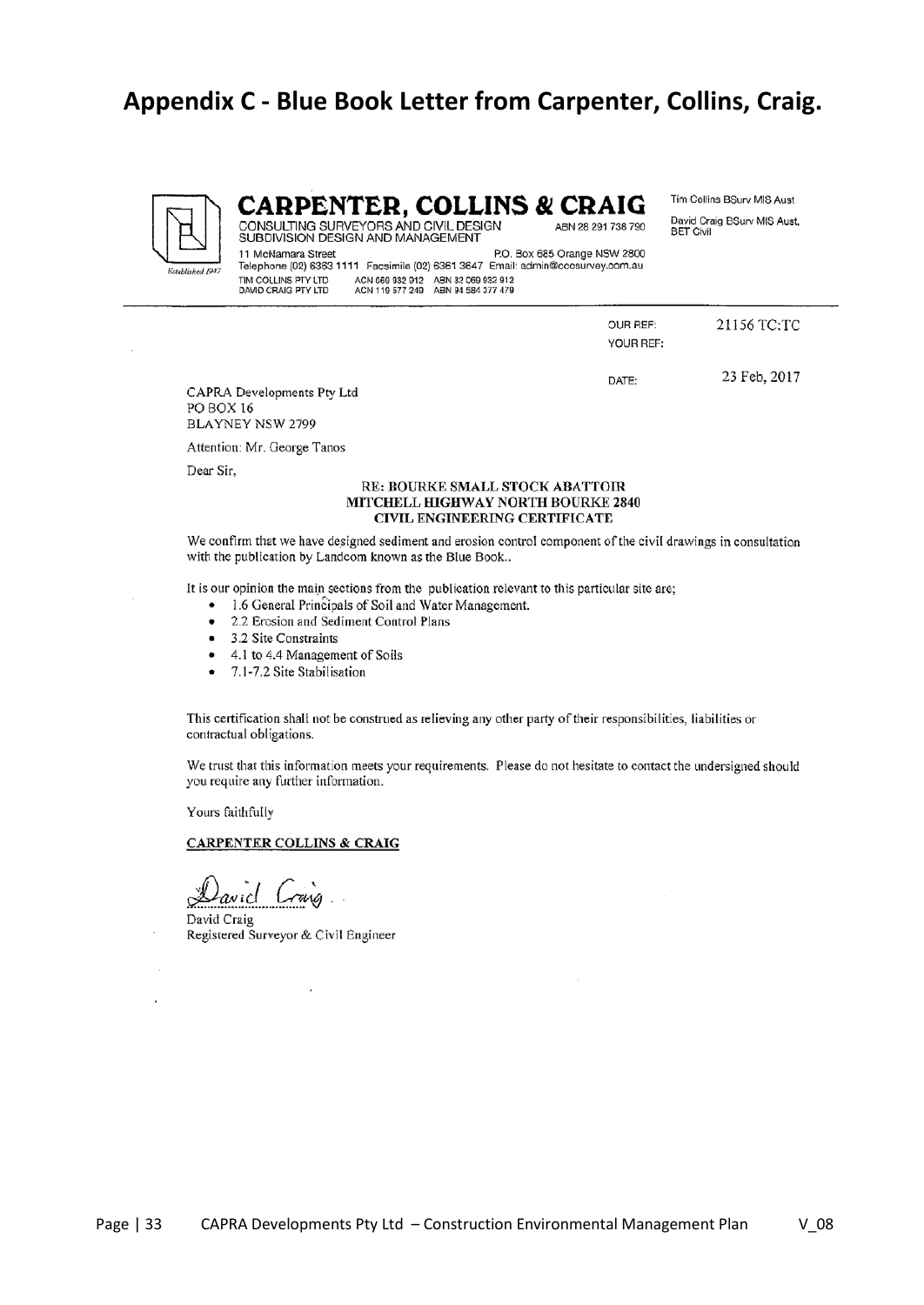# Appendix C - Blue Book Letter from Carpenter, Collins, Craig.

**CARPENTER, COLLINS & CRAIG**

CONSULTING SURVEYORS AND CIVIL DESIGN ABN 28 291 738 790
SUBDIVISION DESIGN AND MANAGEMENT

Tim Collins BSurv MIS Aust
David Craig BSurv MIS Aust, BET Civil

Established 1947

11 McNamara Street P.O. Box 685 Orange NSW 2800
Telephone (02) 6363 1111 Facsimile (02) 6361 3647 Email: admin@cccsurvey.com.au
TIM COLLINS PTY LTD ACN 069 932 912 ABN 32 069 932 912
DAVID CRAIG PTY LTD ACN 119 577 249 ABN 94 584 377 479

OUR REF: 21156 TC:TC
YOUR REF:

DATE: 23 Feb, 2017

CAPRA Developments Pty Ltd
PO BOX 16
BLAYNEY NSW 2799

Attention: Mr. George Tanos

Dear Sir,

**RE: BOURKE SMALL STOCK ABATTOIR**
**MITCHELL HIGHWAY NORTH BOURKE 2840**
**CIVIL ENGINEERING CERTIFICATE**

We confirm that we have designed sediment and erosion control component of the civil drawings in consultation with the publication by Landcom known as the Blue Book..

It is our opinion the main sections from the publication relevant to this particular site are;

- 1.6 General Principals of Soil and Water Management.
- 2.2 Erosion and Sediment Control Plans
- 3.2 Site Constraints
- 4.1 to 4.4 Management of Soils
- 7.1-7.2 Site Stabilisation

This certification shall not be construed as relieving any other party of their responsibilities, liabilities or contractual obligations.

We trust that this information meets your requirements. Please do not hesitate to contact the undersigned should you require any further information.

Yours faithfully

**CARPENTER COLLINS & CRAIG**

David Craig

David Craig
Registered Surveyor & Civil Engineer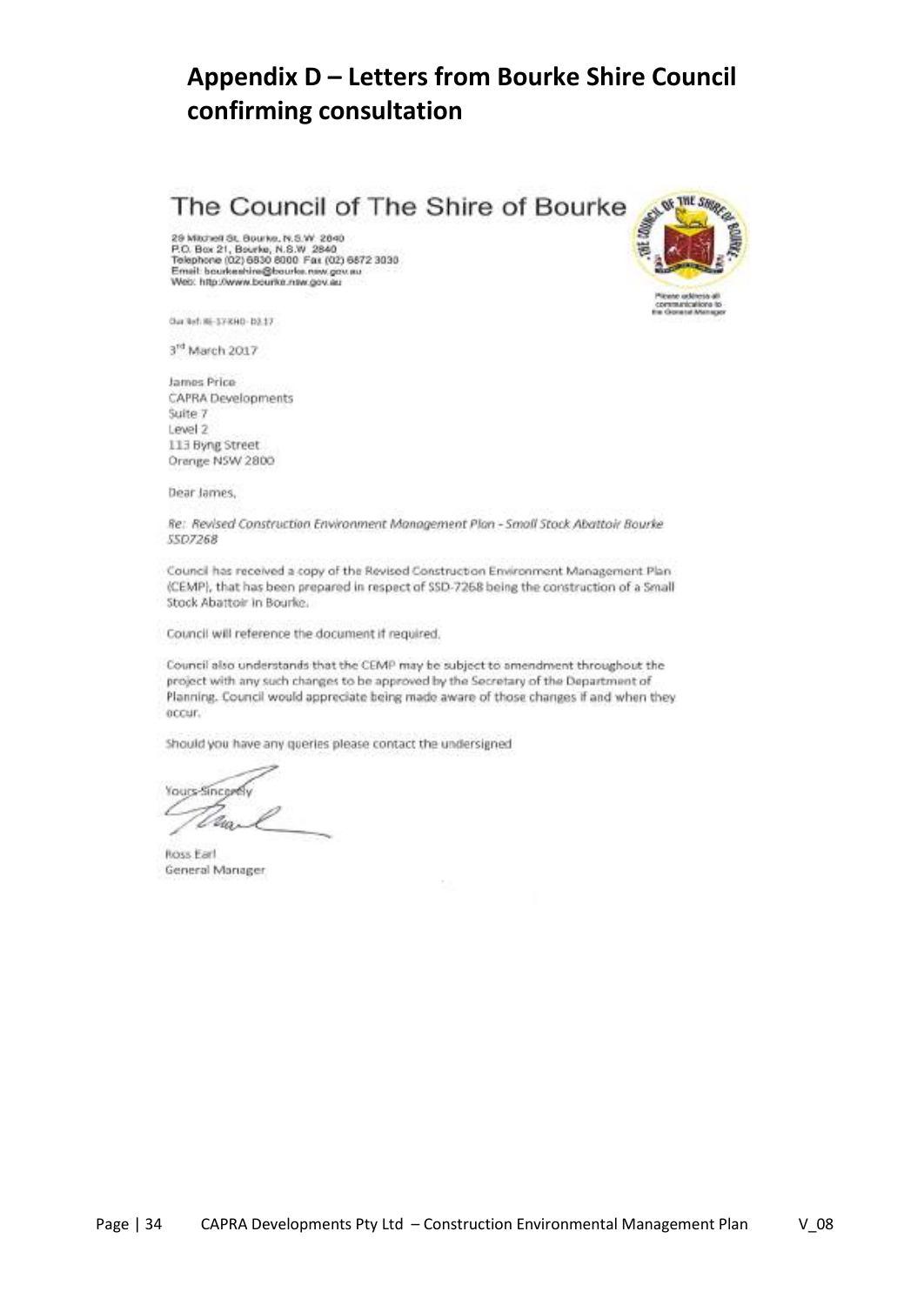# Appendix D – Letters from Bourke Shire Council confirming consultation

The Council of The Shire of Bourke

29 Mitchell St, Bourke, N.S.W 2840
P.O. Box 21, Bourke, N.S.W 2840
Telephone (02) 6830 8000 Fax (02) 6872 3030
Email: bourkeshire@bourke.nsw.gov.au
Web: http://www.bourke.nsw.gov.au

Please address all communications to the General Manager

Our Ref: RE-17-RHD-D2.17

3[rd] March 2017

James Price
CAPRA Developments
Suite 7
Level 2
113 Byng Street
Orange NSW 2800

Dear James,

*Re: Revised Construction Environment Management Plan – Small Stock Abattoir Bourke SSD7268*

Council has received a copy of the Revised Construction Environment Management Plan (CEMP), that has been prepared in respect of SSD-7268 being the construction of a Small Stock Abattoir in Bourke.

Council will reference the document if required.

Council also understands that the CEMP may be subject to amendment throughout the project with any such changes to be approved by the Secretary of the Department of Planning. Council would appreciate being made aware of those changes if and when they occur.

Should you have any queries please contact the undersigned

Yours Sincerely

Ross Earl
General Manager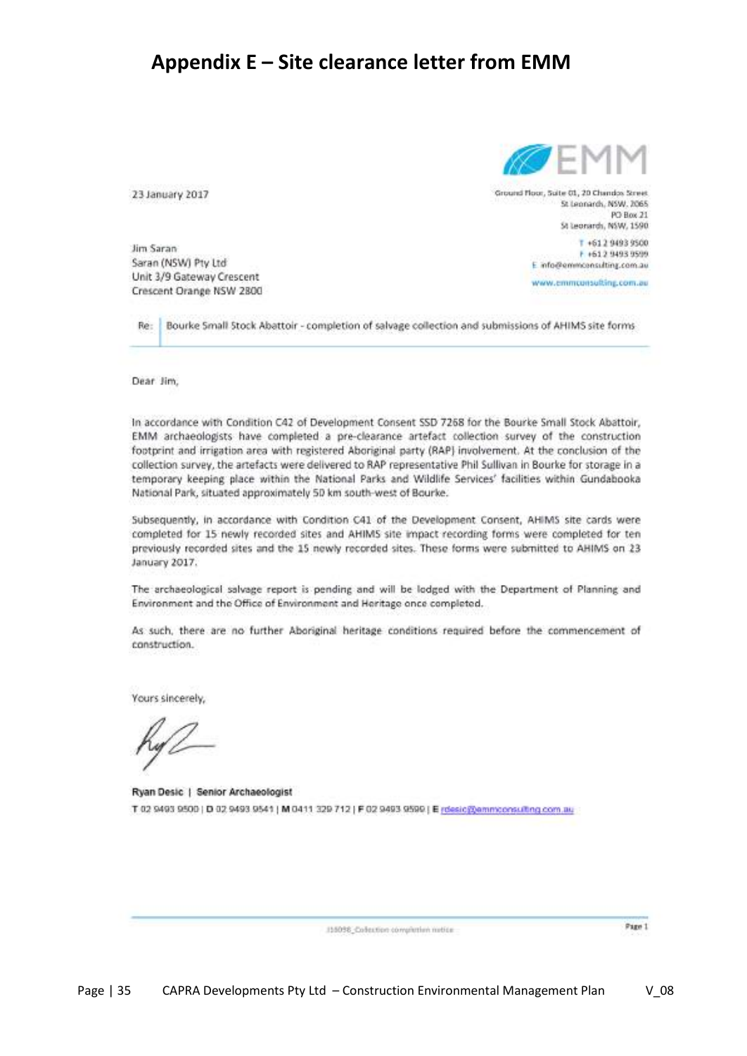# Appendix E – Site clearance letter from EMM

EMM

Ground Floor, Suite 01, 20 Chandos Street
St Leonards, NSW, 2065
PO Box 21
St Leonards, NSW, 1590

T +61 2 9493 9500
F +61 2 9493 9599
E info@emmconsulting.com.au

www.emmconsulting.com.au

23 January 2017

Jim Saran
Saran (NSW) Pty Ltd
Unit 3/9 Gateway Crescent
Crescent Orange NSW 2800

Re: Bourke Small Stock Abattoir - completion of salvage collection and submissions of AHIMS site forms

Dear Jim,

In accordance with Condition C42 of Development Consent SSD 7268 for the Bourke Small Stock Abattoir, EMM archaeologists have completed a pre-clearance artefact collection survey of the construction footprint and irrigation area with registered Aboriginal party (RAP) involvement. At the conclusion of the collection survey, the artefacts were delivered to RAP representative Phil Sullivan in Bourke for storage in a temporary keeping place within the National Parks and Wildlife Services' facilities within Gundabooka National Park, situated approximately 50 km south-west of Bourke.

Subsequently, in accordance with Condition C41 of the Development Consent, AHIMS site cards were completed for 15 newly recorded sites and AHIMS site impact recording forms were completed for ten previously recorded sites and the 15 newly recorded sites. These forms were submitted to AHIMS on 23 January 2017.

The archaeological salvage report is pending and will be lodged with the Department of Planning and Environment and the Office of Environment and Heritage once completed.

As such, there are no further Aboriginal heritage conditions required before the commencement of construction.

Yours sincerely,

**Ryan Desic | Senior Archaeologist**
**T** 02 9493 9500 | **D** 02 9493 9541 | **M** 0411 329 712 | **F** 02 9493 9599 | **E** rdesic@emmconsulting.com.au

J16098_Collection completion notice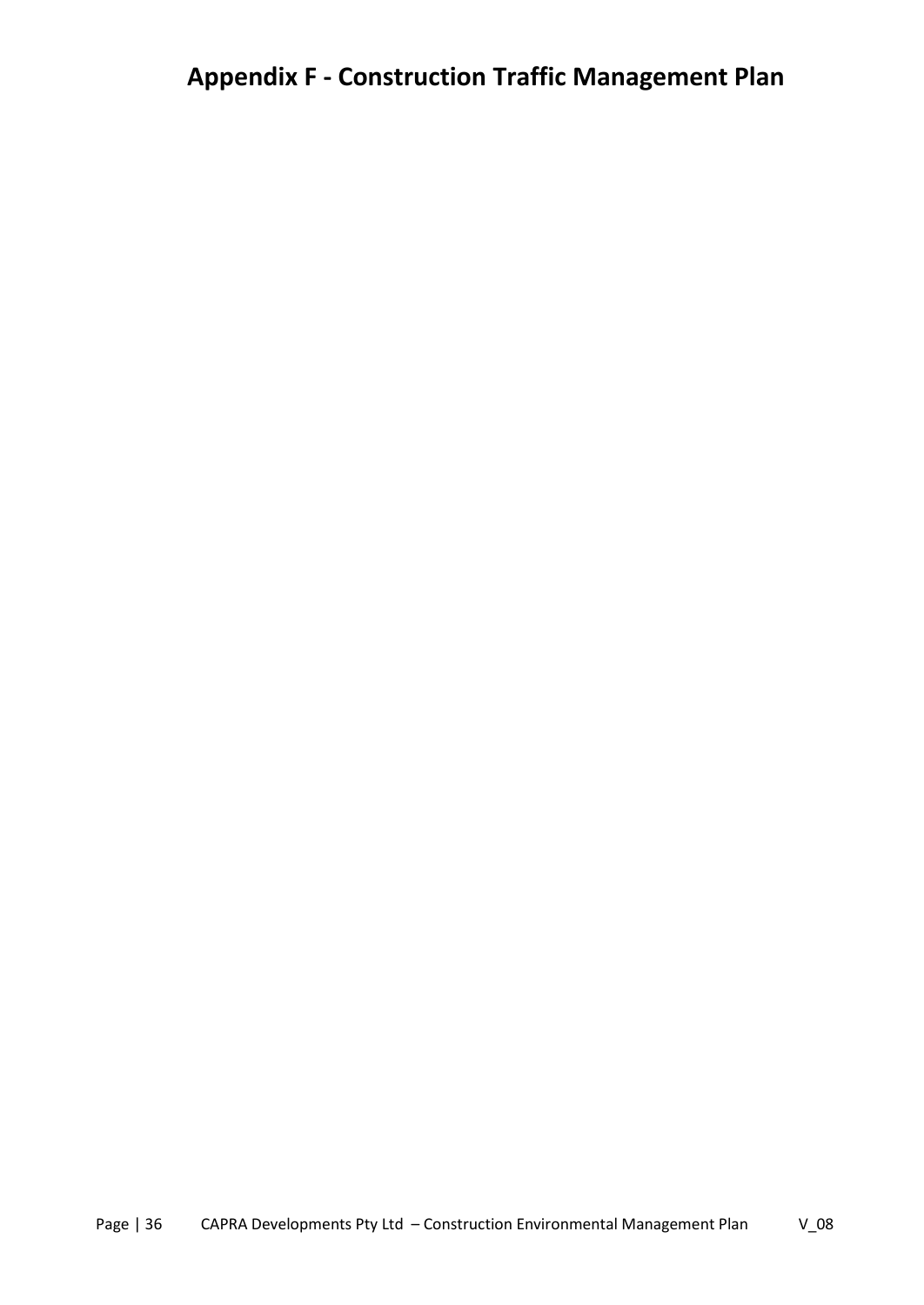# Appendix F - Construction Traffic Management Plan